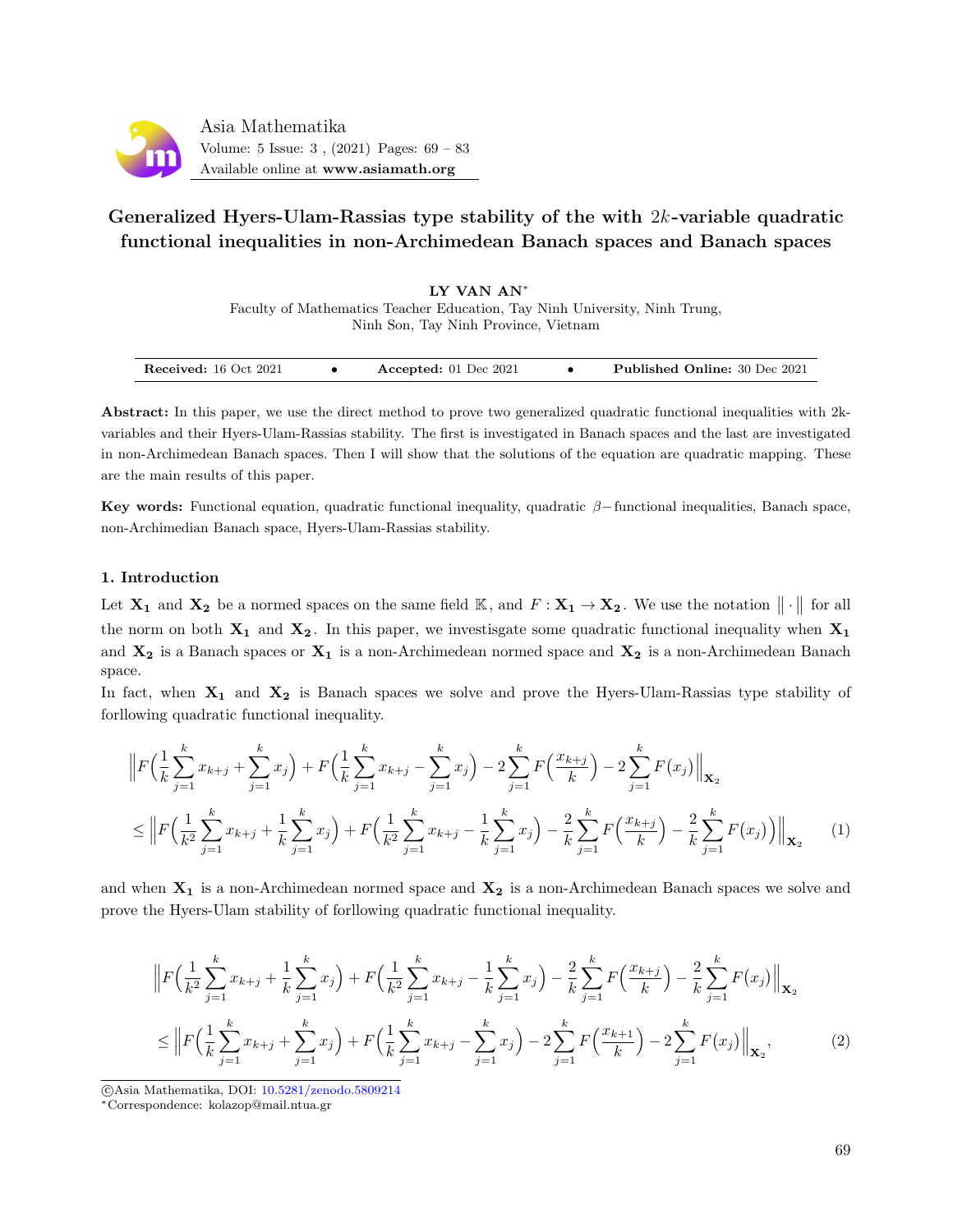# Generalized Hyers-Ulam-Rassias type stability of the with $2k$-variable quadratic functional inequalities in non-Archimedean Banach spaces and Banach spaces

**LY VAN AN***

Faculty of Mathematics Teacher Education, Tay Ninh University, Ninh Trung, Ninh Son, Tay Ninh Province, Vietnam

**Received:** 16 Oct 2021 • **Accepted:** 01 Dec 2021 • **Published Online:** 30 Dec 2021

**Abstract:** In this paper, we use the direct method to prove two generalized quadratic functional inequalities with 2k-variables and their Hyers-Ulam-Rassias stability. The first is investigated in Banach spaces and the last are investigated in non-Archimedean Banach spaces. Then I will show that the solutions of the equation are quadratic mapping. These are the main results of this paper.

**Key words:** Functional equation, quadratic functional inequality, quadratic $\beta-$functional inequalities, Banach space, non-Archimedian Banach space, Hyers-Ulam-Rassias stability.

## 1. Introduction

Let $\mathbf{X_1}$ and $\mathbf{X_2}$ be a normed spaces on the same field $\mathbb{K}$, and $F : \mathbf{X_1} \to \mathbf{X_2}$. We use the notation $\|\cdot\|$ for all the norm on both $\mathbf{X_1}$ and $\mathbf{X_2}$. In this paper, we investisgate some quadratic functional inequality when $\mathbf{X_1}$ and $\mathbf{X_2}$ is a Banach spaces or $\mathbf{X_1}$ is a non-Archimedean normed space and $\mathbf{X_2}$ is a non-Archimedean Banach space.

In fact, when $\mathbf{X_1}$ and $\mathbf{X_2}$ is Banach spaces we solve and prove the Hyers-Ulam-Rassias type stability of forllowing quadratic functional inequality.

$$\begin{aligned}
&\Big\|F\Big(\frac{1}{k}\sum_{j=1}^{k}x_{k+j}+\sum_{j=1}^{k}x_j\Big)+F\Big(\frac{1}{k}\sum_{j=1}^{k}x_{k+j}-\sum_{j=1}^{k}x_j\Big)-2\sum_{j=1}^{k}F\Big(\frac{x_{k+j}}{k}\Big)-2\sum_{j=1}^{k}F\big(x_j\big)\Big\|_{\mathbf{X_2}}\\
&\leq\Big\|F\Big(\frac{1}{k^2}\sum_{j=1}^{k}x_{k+j}+\frac{1}{k}\sum_{j=1}^{k}x_j\Big)+F\Big(\frac{1}{k^2}\sum_{j=1}^{k}x_{k+j}-\frac{1}{k}\sum_{j=1}^{k}x_j\Big)-\frac{2}{k}\sum_{j=1}^{k}F\Big(\frac{x_{k+j}}{k}\Big)-\frac{2}{k}\sum_{j=1}^{k}F\big(x_j\big)\Big)\Big\|_{\mathbf{X_2}} \qquad (1)
\end{aligned}$$

and when $\mathbf{X_1}$ is a non-Archimedean normed space and $\mathbf{X_2}$ is a non-Archimedean Banach spaces we solve and prove the Hyers-Ulam stability of forllowing quadratic functional inequality.

$$\begin{aligned}
&\Big\|F\Big(\frac{1}{k^2}\sum_{j=1}^{k}x_{k+j}+\frac{1}{k}\sum_{j=1}^{k}x_j\Big)+F\Big(\frac{1}{k^2}\sum_{j=1}^{k}x_{k+j}-\frac{1}{k}\sum_{j=1}^{k}x_j\Big)-\frac{2}{k}\sum_{j=1}^{k}F\Big(\frac{x_{k+j}}{k}\Big)-\frac{2}{k}\sum_{j=1}^{k}F\big(x_j\big)\Big\|_{\mathbf{X_2}}\\
&\leq\Big\|F\Big(\frac{1}{k}\sum_{j=1}^{k}x_{k+j}+\sum_{j=1}^{k}x_j\Big)+F\Big(\frac{1}{k}\sum_{j=1}^{k}x_{k+j}-\sum_{j=1}^{k}x_j\Big)-2\sum_{j=1}^{k}F\Big(\frac{x_{k+1}}{k}\Big)-2\sum_{j=1}^{k}F\big(x_j\big)\Big\|_{\mathbf{X_2}}, \qquad (2)
\end{aligned}$$

©Asia Mathematika, DOI: 10.5281/zenodo.5809214

*Correspondence: kolazop@mail.ntua.gr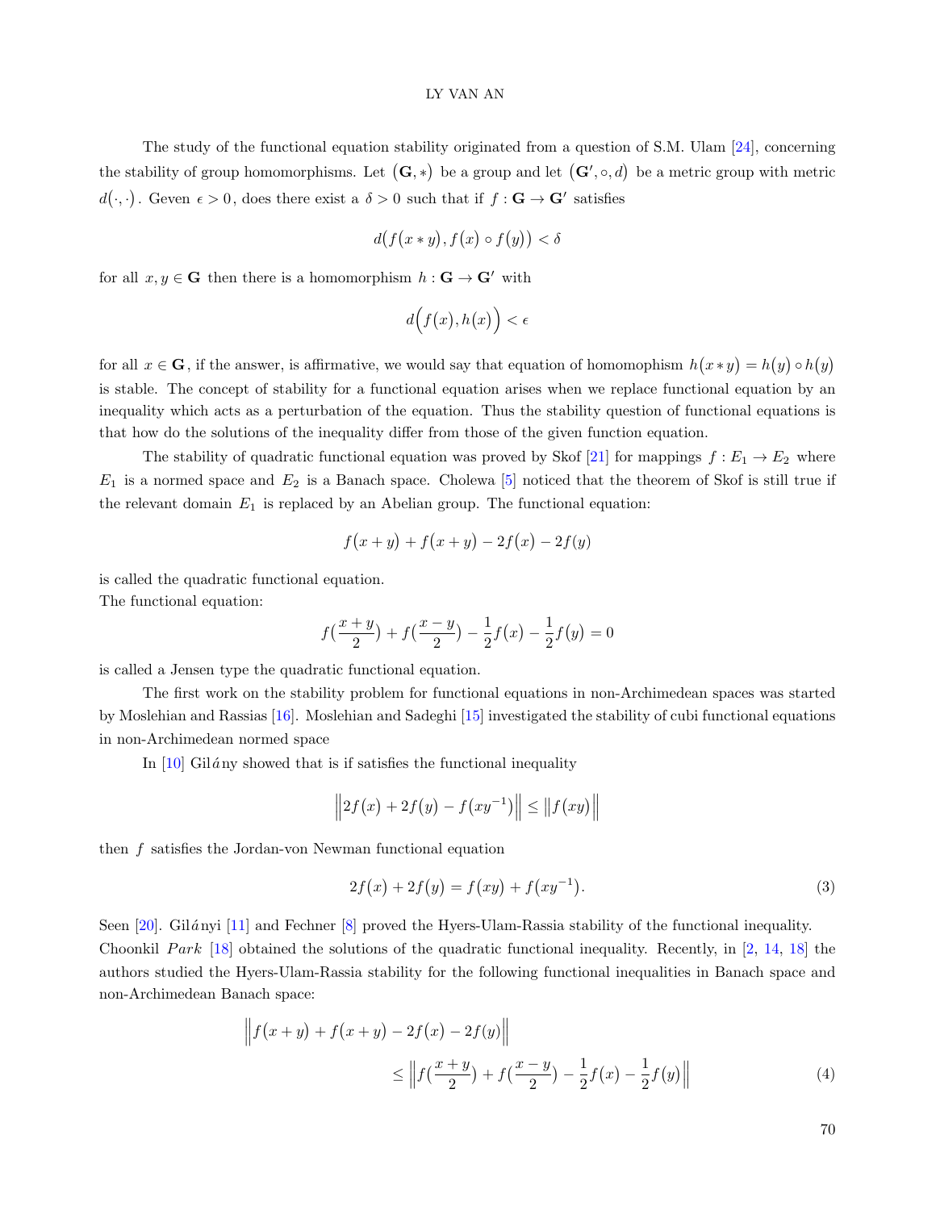The study of the functional equation stability originated from a question of S.M. Ulam [24], concerning the stability of group homomorphisms. Let $\big(\mathbf{G},*\big)$ be a group and let $\big(\mathbf{G}',\circ,d\big)$ be a metric group with metric $d\big(\cdot,\cdot\big)$. Geven $\epsilon>0$, does there exist a $\delta>0$ such that if $f:\mathbf{G}\to\mathbf{G}'$ satisfies

$$d\big(f\big(x*y\big),f\big(x\big)\circ f\big(y\big)\big)<\delta$$

for all $x,y\in\mathbf{G}$ then there is a homomorphism $h:\mathbf{G}\to\mathbf{G}'$ with

$$d\Big(f\big(x\big),h\big(x\big)\Big)<\epsilon$$

for all $x\in\mathbf{G}$, if the answer, is affirmative, we would say that equation of homomophism $h\big(x*y\big)=h\big(y\big)\circ h\big(y\big)$ is stable. The concept of stability for a functional equation arises when we replace functional equation by an inequality which acts as a perturbation of the equation. Thus the stability question of functional equations is that how do the solutions of the inequality differ from those of the given function equation.

The stability of quadratic functional equation was proved by Skof [21] for mappings $f:E_1\to E_2$ where $E_1$ is a normed space and $E_2$ is a Banach space. Cholewa [5] noticed that the theorem of Skof is still true if the relevant domain $E_1$ is replaced by an Abelian group. The functional equation:

$$f\big(x+y\big)+f\big(x+y\big)-2f\big(x\big)-2f(y)$$

is called the quadratic functional equation.
The functional equation:

$$f\big(\frac{x+y}{2}\big)+f\big(\frac{x-y}{2}\big)-\frac{1}{2}f\big(x\big)-\frac{1}{2}f\big(y\big)=0$$

is called a Jensen type the quadratic functional equation.

The first work on the stability problem for functional equations in non-Archimedean spaces was started by Moslehian and Rassias [16]. Moslehian and Sadeghi [15] investigated the stability of cubi functional equations in non-Archimedean normed space

In [10] Gilány showed that is if satisfies the functional inequality

$$\Big\|2f\big(x\big)+2f\big(y\big)-f\big(xy^{-1}\big)\Big\|\leq\big\|f\big(xy\big)\big\|$$

then $f$ satisfies the Jordan-von Newman functional equation

$$2f\big(x\big)+2f\big(y\big)=f\big(xy\big)+f\big(xy^{-1}\big). \tag{3}$$

Seen [20]. Gilányi [11] and Fechner [8] proved the Hyers-Ulam-Rassia stability of the functional inequality.
Choonkil *Park* [18] obtained the solutions of the quadratic functional inequality. Recently, in [2, 14, 18] the authors studied the Hyers-Ulam-Rassia stability for the following functional inequalities in Banach space and non-Archimedean Banach space:

$$\begin{aligned}\Big\|f\big(x+y\big)+f\big(x+y\big)-2f\big(x\big)-2f(y)\Big\|&\\ \leq\Big\|f\big(\frac{x+y}{2}\big)+f\big(\frac{x-y}{2}\big)-\frac{1}{2}f\big(x\big)-\frac{1}{2}f\big(y\big)\Big\|&\end{aligned} \tag{4}$$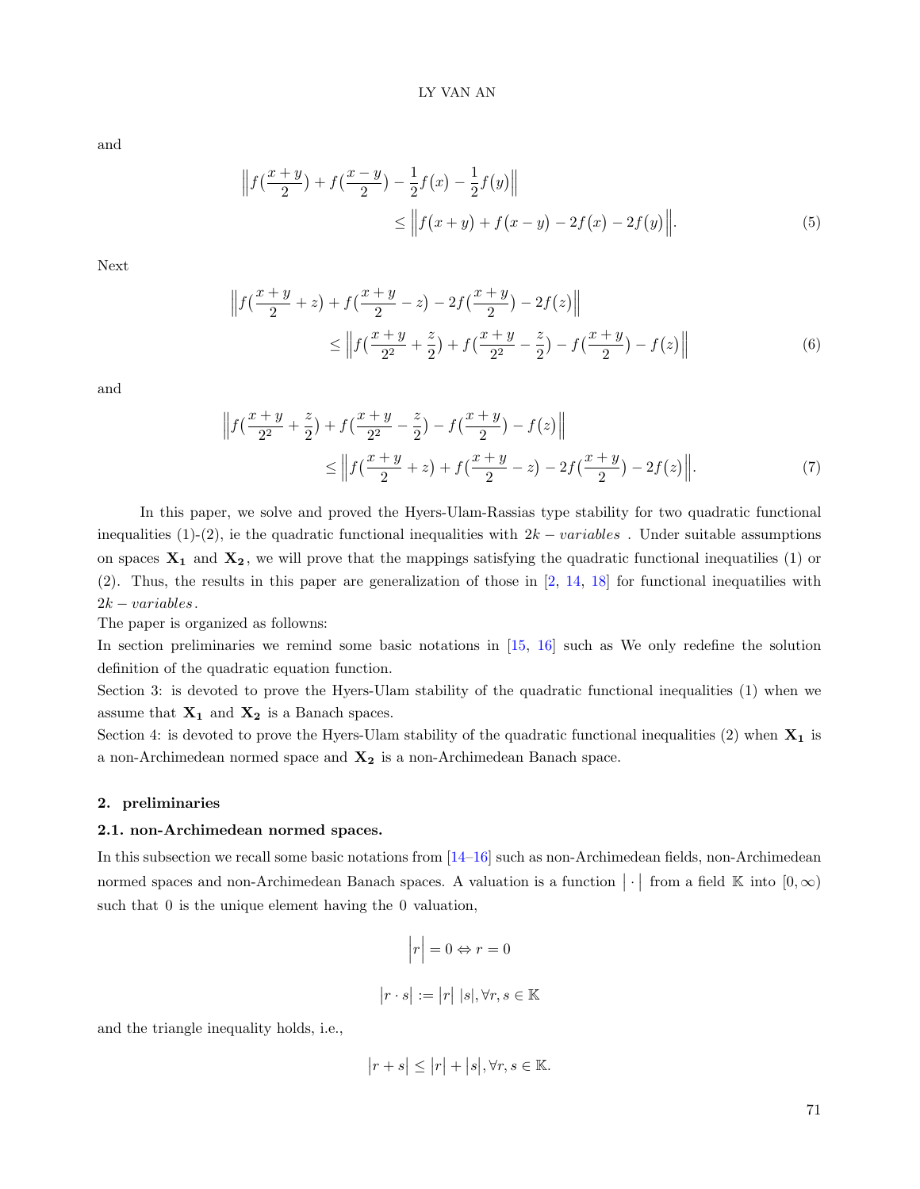and

$$\Big\|f\big(\frac{x+y}{2}\big)+f\big(\frac{x-y}{2}\big)-\frac{1}{2}f\big(x\big)-\frac{1}{2}f\big(y\big)\Big\| \\ \leq \Big\|f\big(x+y\big)+f\big(x-y\big)-2f\big(x\big)-2f\big(y\big)\Big\|. \tag{5}$$

Next

$$\Big\|f\big(\frac{x+y}{2}+z\big)+f\big(\frac{x+y}{2}-z\big)-2f\big(\frac{x+y}{2}\big)-2f\big(z\big)\Big\| \\ \leq \Big\|f\big(\frac{x+y}{2^2}+\frac{z}{2}\big)+f\big(\frac{x+y}{2^2}-\frac{z}{2}\big)-f\big(\frac{x+y}{2}\big)-f\big(z\big)\Big\| \tag{6}$$

and

$$\Big\|f\big(\frac{x+y}{2^2}+\frac{z}{2}\big)+f\big(\frac{x+y}{2^2}-\frac{z}{2}\big)-f\big(\frac{x+y}{2}\big)-f\big(z\big)\Big\| \\ \leq \Big\|f\big(\frac{x+y}{2}+z\big)+f\big(\frac{x+y}{2}-z\big)-2f\big(\frac{x+y}{2}\big)-2f\big(z\big)\Big\|. \tag{7}$$

In this paper, we solve and proved the Hyers-Ulam-Rassias type stability for two quadratic functional inequalities (1)-(2), ie the quadratic functional inequalities with $2k-variables$ . Under suitable assumptions on spaces $\mathbf{X_1}$ and $\mathbf{X_2}$, we will prove that the mappings satisfying the quadratic functional inequatilies (1) or (2). Thus, the results in this paper are generalization of those in [2, 14, 18] for functional inequatilies with $2k-variables$.

The paper is organized as followns:

In section preliminaries we remind some basic notations in [15, 16] such as We only redefine the solution definition of the quadratic equation function.

Section 3: is devoted to prove the Hyers-Ulam stability of the quadratic functional inequalities (1) when we assume that $\mathbf{X_1}$ and $\mathbf{X_2}$ is a Banach spaces.

Section 4: is devoted to prove the Hyers-Ulam stability of the quadratic functional inequalities (2) when $\mathbf{X_1}$ is a non-Archimedean normed space and $\mathbf{X_2}$ is a non-Archimedean Banach space.

## 2. preliminaries

### 2.1. non-Archimedean normed spaces.

In this subsection we recall some basic notations from [14–16] such as non-Archimedean fields, non-Archimedean normed spaces and non-Archimedean Banach spaces. A valuation is a function $\big|\cdot\big|$ from a field $\mathbb{K}$ into $[0,\infty)$ such that 0 is the unique element having the 0 valuation,

$$\big|r\big|=0 \Leftrightarrow r=0$$

$$\big|r\cdot s\big|:=\big|r\big|\ \big|s\big|, \forall r,s\in\mathbb{K}$$

and the triangle inequality holds, i.e.,

$$\big|r+s\big|\leq\big|r\big|+\big|s\big|, \forall r,s\in\mathbb{K}.$$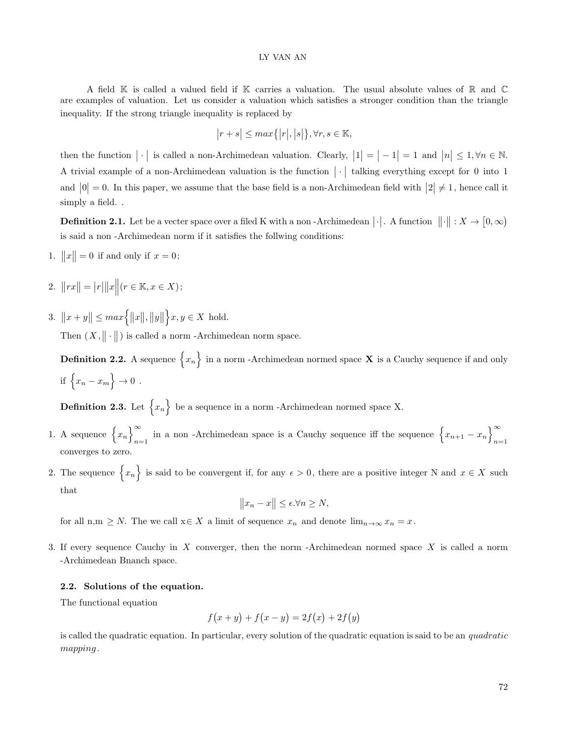A field $\mathbb{K}$ is called a valued field if $\mathbb{K}$ carries a valuation. The usual absolute values of $\mathbb{R}$ and $\mathbb{C}$ are examples of valuation. Let us consider a valuation which satisfies a stronger condition than the triangle inequality. If the strong triangle inequality is replaced by

$$\big|r + s\big| \leq max\big\{\big|r\big|, \big|s\big|\big\}, \forall r, s \in \mathbb{K},$$

then the function $\big|\cdot\big|$ is called a non-Archimedean valuation. Clearly, $\big|1\big| = \big|-1\big| = 1$ and $\big|n\big| \leq 1, \forall n \in \mathbb{N}$. A trivial example of a non-Archimedean valuation is the function $\big|\cdot\big|$ talking everything except for 0 into 1 and $\big|0\big| = 0$. In this paper, we assume that the base field is a non-Archimedean field with $\big|2\big| \neq 1$, hence call it simply a field. .

**Definition 2.1.** Let be a vecter space over a filed K with a non -Archimedean $\big|\cdot\big|$. A function $\big\|\cdot\big\| : X \to \big[0, \infty\big)$ is said a non -Archimedean norm if it satisfies the follwing conditions:

1. $\big\|x\big\| = 0$ if and only if $x = 0$;
2. $\big\|rx\big\| = \big|r\big|\big\|x\big\|(r \in \mathbb{K}, x \in X)$;
3. $\big\|x + y\big\| \leq max\Big\{\big\|x\big\|, \big\|y\big\|\Big\}x, y \in X$ hold.

   Then $(X, \big\|\cdot\big\|)$ is called a norm -Archimedean norm space.

**Definition 2.2.** A sequence $\Big\{x_n\Big\}$ in a norm -Archimedean normed space **X** is a Cauchy sequence if and only if $\Big\{x_n - x_m\Big\} \to 0$ .

**Definition 2.3.** Let $\Big\{x_n\Big\}$ be a sequence in a norm -Archimedean normed space X.

1. A sequence $\Big\{x_n\Big\}_{n=1}^{\infty}$ in a non -Archimedean space is a Cauchy sequence iff the sequence $\Big\{x_{n+1} - x_n\Big\}_{n=1}^{\infty}$ converges to zero.
2. The sequence $\Big\{x_n\Big\}$ is said to be convergent if, for any $\epsilon > 0$, there are a positive integer N and $x \in X$ such that

   $$\big\|x_n - x\big\| \leq \epsilon. \forall n \geq N,$$

   for all n,m $\geq N$. The we call x$\in X$ a limit of sequence $x_n$ and denote $\lim_{n\to\infty} x_n = x$.
3. If every sequence Cauchy in $X$ converger, then the norm -Archimedean normed space $X$ is called a norm -Archimedean Bnanch space.

### 2.2. Solutions of the equation.

The functional equation

$$f\big(x + y\big) + f\big(x - y\big) = 2f\big(x\big) + 2f\big(y\big)$$

is called the quadratic equation. In particular, every solution of the quadratic equation is said to be an *quadratic mapping*.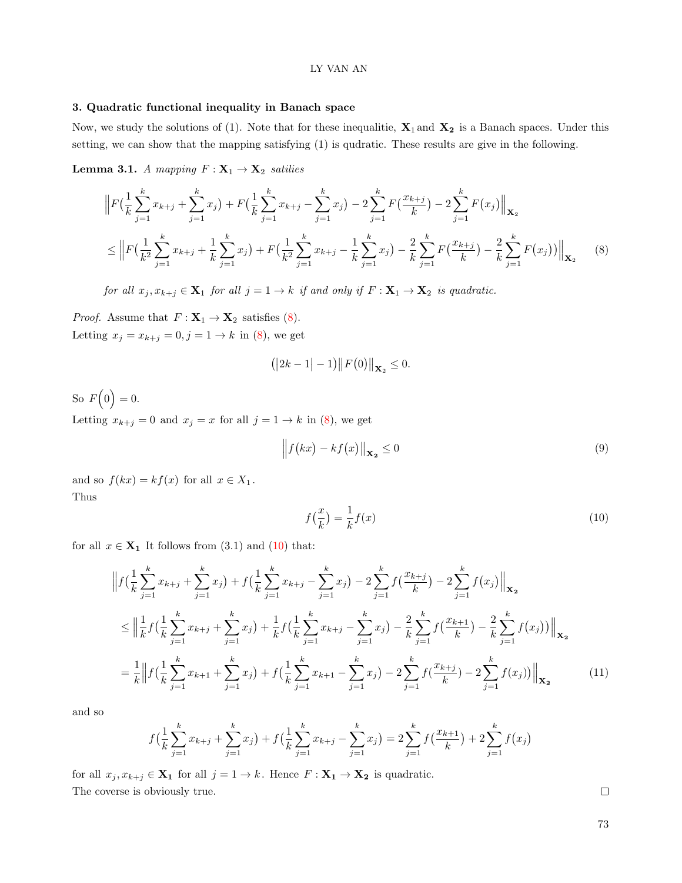### 3. Quadratic functional inequality in Banach space

Now, we study the solutions of (1). Note that for these inequalitie, $\mathbf{X_1}$ and $\mathbf{X_2}$ is a Banach spaces. Under this setting, we can show that the mapping satisfying (1) is qudratic. These results are give in the following.

**Lemma 3.1.** *A mapping $F:\mathbf{X_1}\to\mathbf{X_2}$ satilies*

$$\begin{aligned}
&\Big\|F\big(\frac{1}{k}\sum_{j=1}^{k}x_{k+j}+\sum_{j=1}^{k}x_j\big)+F\big(\frac{1}{k}\sum_{j=1}^{k}x_{k+j}-\sum_{j=1}^{k}x_j\big)-2\sum_{j=1}^{k}F\big(\frac{x_{k+j}}{k}\big)-2\sum_{j=1}^{k}F\big(x_j\big)\Big\|_{\mathbf{X_2}}\\
&\leq\Big\|F\big(\frac{1}{k^2}\sum_{j=1}^{k}x_{k+j}+\frac{1}{k}\sum_{j=1}^{k}x_j\big)+F\big(\frac{1}{k^2}\sum_{j=1}^{k}x_{k+j}-\frac{1}{k}\sum_{j=1}^{k}x_j\big)-\frac{2}{k}\sum_{j=1}^{k}F\big(\frac{x_{k+j}}{k}\big)-\frac{2}{k}\sum_{j=1}^{k}F\big(x_j\big)\big)\Big\|_{\mathbf{X_2}}
\end{aligned}\tag{8}$$

*for all $x_j,x_{k+j}\in\mathbf{X_1}$ for all $j=1\to k$ if and only if $F:\mathbf{X_1}\to\mathbf{X_2}$ is quadratic.*

*Proof.* Assume that $F:\mathbf{X_1}\to\mathbf{X_2}$ satisfies (8).
Letting $x_j=x_{k+j}=0, j=1\to k$ in (8), we get

$$\big(|2k-1|-1\big)\big\|F\big(0\big)\big\|_{\mathbf{X_2}}\leq 0.$$

So $F\Big(0\Big)=0$.
Letting $x_{k+j}=0$ and $x_j=x$ for all $j=1\to k$ in (8), we get

$$\Big\|f\big(kx\big)-kf\big(x\big)\Big\|_{\mathbf{X_2}}\leq 0\tag{9}$$

and so $f(kx)=kf(x)$ for all $x\in X_1$.
Thus

$$f\big(\frac{x}{k}\big)=\frac{1}{k}f(x)\tag{10}$$

for all $x\in\mathbf{X_1}$ It follows from (3.1) and (10) that:

$$\begin{aligned}
&\Big\|f\big(\frac{1}{k}\sum_{j=1}^{k}x_{k+j}+\sum_{j=1}^{k}x_j\big)+f\big(\frac{1}{k}\sum_{j=1}^{k}x_{k+j}-\sum_{j=1}^{k}x_j\big)-2\sum_{j=1}^{k}f\big(\frac{x_{k+j}}{k}\big)-2\sum_{j=1}^{k}f\big(x_j\big)\Big\|_{\mathbf{X_2}}\\
&\leq\Big\|\frac{1}{k}f\big(\frac{1}{k}\sum_{j=1}^{k}x_{k+j}+\sum_{j=1}^{k}x_j\big)+\frac{1}{k}f\big(\frac{1}{k}\sum_{j=1}^{k}x_{k+j}-\sum_{j=1}^{k}x_j\big)-\frac{2}{k}\sum_{j=1}^{k}f\big(\frac{x_{k+1}}{k}\big)-\frac{2}{k}\sum_{j=1}^{k}f\big(x_j\big)\big)\Big\|_{\mathbf{X_2}}\\
&=\frac{1}{k}\Big\|f\big(\frac{1}{k}\sum_{j=1}^{k}x_{k+1}+\sum_{j=1}^{k}x_j\big)+f\big(\frac{1}{k}\sum_{j=1}^{k}x_{k+1}-\sum_{j=1}^{k}x_j\big)-2\sum_{j=1}^{k}f\big(\frac{x_{k+j}}{k}\big)-2\sum_{j=1}^{k}f\big(x_j\big)\big)\Big\|_{\mathbf{X_2}}
\end{aligned}\tag{11}$$

and so

$$f\big(\frac{1}{k}\sum_{j=1}^{k}x_{k+j}+\sum_{j=1}^{k}x_j\big)+f\big(\frac{1}{k}\sum_{j=1}^{k}x_{k+j}-\sum_{j=1}^{k}x_j\big)=2\sum_{j=1}^{k}f\big(\frac{x_{k+1}}{k}\big)+2\sum_{j=1}^{k}f\big(x_j\big)$$

for all $x_j,x_{k+j}\in\mathbf{X_1}$ for all $j=1\to k$. Hence $F:\mathbf{X_1}\to\mathbf{X_2}$ is quadratic.
The coverse is obviously true. □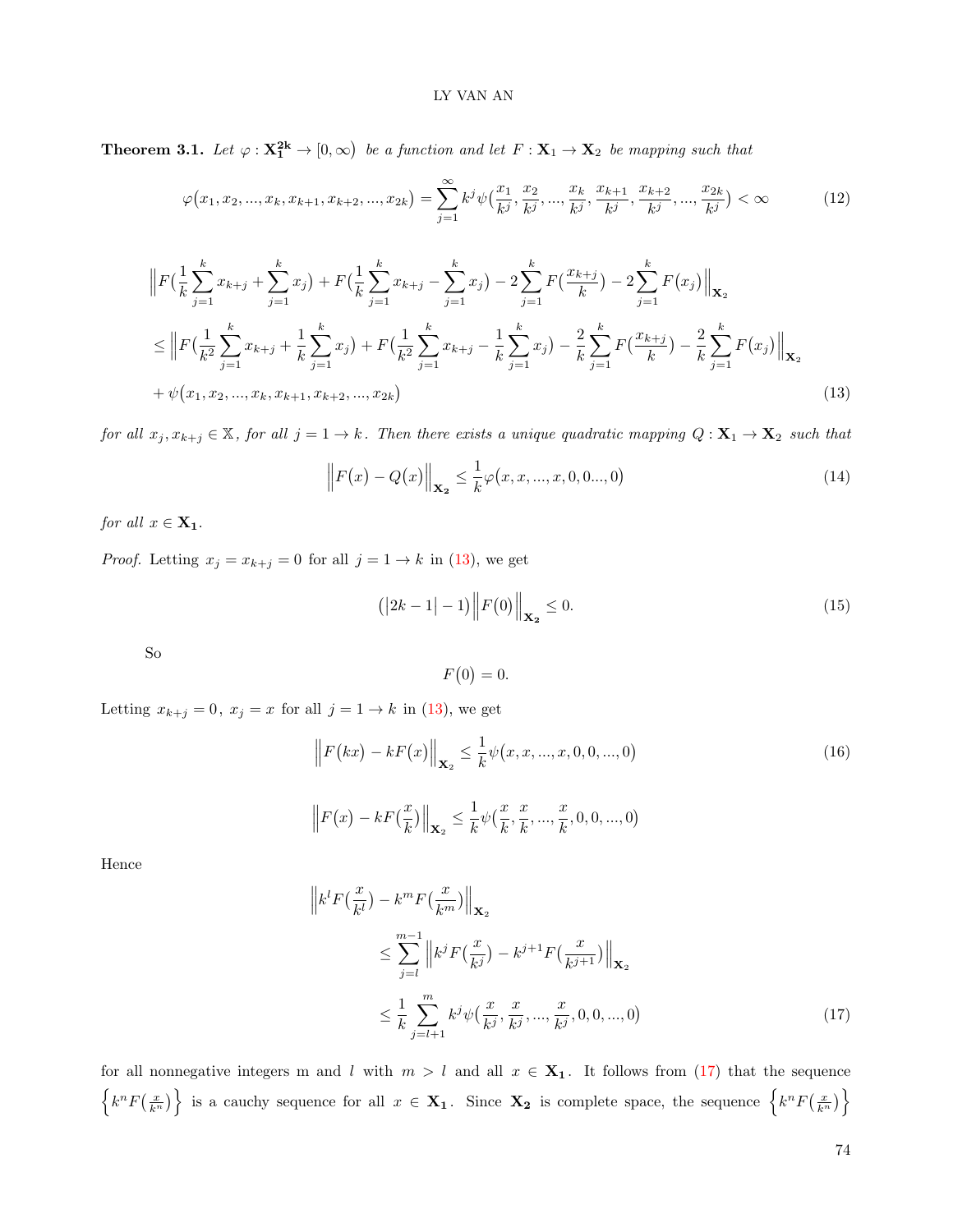**Theorem 3.1.** *Let $\varphi : \mathbf{X_1^{2k}} \to [0, \infty)$ be a function and let $F : \mathbf{X}_1 \to \mathbf{X}_2$ be mapping such that*

$$\varphi\big(x_1, x_2, ..., x_k, x_{k+1}, x_{k+2}, ..., x_{2k}\big) = \sum_{j=1}^{\infty} k^j \psi\big(\frac{x_1}{k^j}, \frac{x_2}{k^j}, ..., \frac{x_k}{k^j}, \frac{x_{k+1}}{k^j}, \frac{x_{k+2}}{k^j}, ..., \frac{x_{2k}}{k^j}\big) < \infty \tag{12}$$

$$\begin{aligned}
&\Big\|F\big(\frac{1}{k}\sum_{j=1}^{k} x_{k+j} + \sum_{j=1}^{k} x_j\big) + F\big(\frac{1}{k}\sum_{j=1}^{k} x_{k+j} - \sum_{j=1}^{k} x_j\big) - 2\sum_{j=1}^{k} F\big(\frac{x_{k+j}}{k}\big) - 2\sum_{j=1}^{k} F\big(x_j\big)\Big\|_{\mathbf{X}_2} \\
&\leq \Big\|F\big(\frac{1}{k^2}\sum_{j=1}^{k} x_{k+j} + \frac{1}{k}\sum_{j=1}^{k} x_j\big) + F\big(\frac{1}{k^2}\sum_{j=1}^{k} x_{k+j} - \frac{1}{k}\sum_{j=1}^{k} x_j\big) - \frac{2}{k}\sum_{j=1}^{k} F\big(\frac{x_{k+j}}{k}\big) - \frac{2}{k}\sum_{j=1}^{k} F\big(x_j\big)\Big\|_{\mathbf{X}_2} \\
&+ \psi\big(x_1, x_2, ..., x_k, x_{k+1}, x_{k+2}, ..., x_{2k}\big)
\end{aligned} \tag{13}$$

*for all $x_j, x_{k+j} \in \mathbb{X}$, for all $j = 1 \to k$. Then there exists a unique quadratic mapping $Q : \mathbf{X}_1 \to \mathbf{X}_2$ such that*

$$\Big\|F\big(x\big) - Q\big(x\big)\Big\|_{\mathbf{X_2}} \leq \frac{1}{k}\varphi\big(x, x, ..., x, 0, 0..., 0\big) \tag{14}$$

*for all $x \in \mathbf{X_1}$.*

*Proof.* Letting $x_j = x_{k+j} = 0$ for all $j = 1 \to k$ in (13), we get

$$\big(\big|2k - 1\big| - 1\big)\Big\|F\big(0\big)\Big\|_{\mathbf{X_2}} \leq 0. \tag{15}$$

So

$$F\big(0\big) = 0.$$

Letting $x_{k+j} = 0,\ x_j = x$ for all $j = 1 \to k$ in (13), we get

$$\Big\|F\big(kx\big) - kF\big(x\big)\Big\|_{\mathbf{X}_2} \leq \frac{1}{k}\psi\big(x, x, ..., x, 0, 0, ..., 0\big) \tag{16}$$

$$\Big\|F\big(x\big) - kF\big(\frac{x}{k}\big)\Big\|_{\mathbf{X}_2} \leq \frac{1}{k}\psi\big(\frac{x}{k}, \frac{x}{k}, ..., \frac{x}{k}, 0, 0, ..., 0\big)$$

Hence

$$\begin{aligned}
&\Big\|k^l F\big(\frac{x}{k^l}\big) - k^m F\big(\frac{x}{k^m}\big)\Big\|_{\mathbf{X}_2} \\
&\qquad \leq \sum_{j=l}^{m-1}\Big\|k^j F\big(\frac{x}{k^j}\big) - k^{j+1} F\big(\frac{x}{k^{j+1}}\big)\Big\|_{\mathbf{X}_2} \\
&\qquad \leq \frac{1}{k}\sum_{j=l+1}^{m} k^j \psi\big(\frac{x}{k^j}, \frac{x}{k^j}, ..., \frac{x}{k^j}, 0, 0, ..., 0\big)
\end{aligned} \tag{17}$$

for all nonnegative integers m and $l$ with $m > l$ and all $x \in \mathbf{X_1}$. It follows from (17) that the sequence $\Big\{k^n F\big(\frac{x}{k^n}\big)\Big\}$ is a cauchy sequence for all $x \in \mathbf{X_1}$. Since $\mathbf{X_2}$ is complete space, the sequence $\Big\{k^n F\big(\frac{x}{k^n}\big)\Big\}$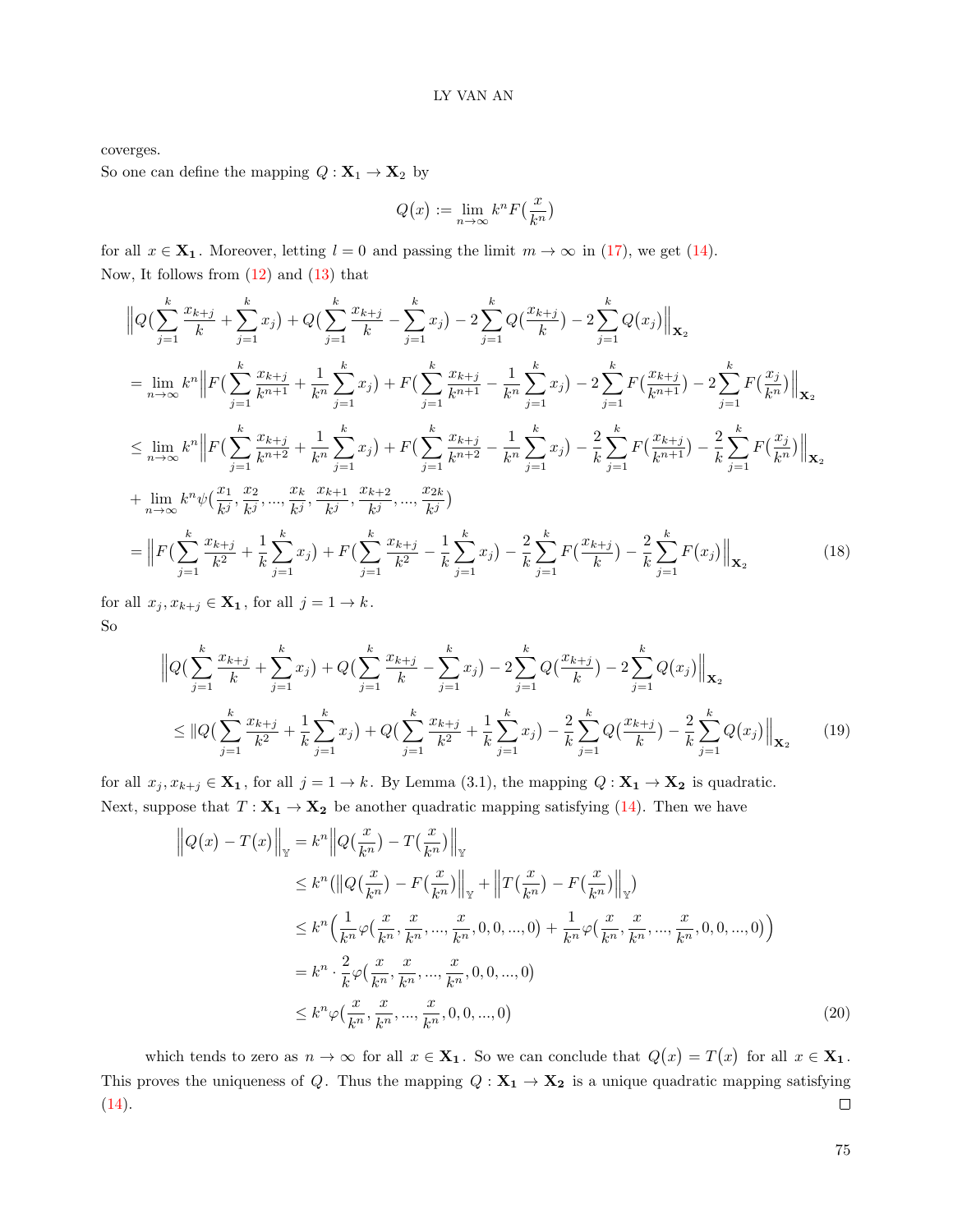coverges.

So one can define the mapping $Q : \mathbf{X}_1 \to \mathbf{X}_2$ by

$$Q(x) := \lim_{n\to\infty} k^n F\big(\frac{x}{k^n}\big)$$

for all $x \in \mathbf{X_1}$. Moreover, letting $l = 0$ and passing the limit $m \to \infty$ in (17), we get (14).

Now, It follows from (12) and (13) that

$$\begin{aligned}
&\Big\|Q\big(\sum_{j=1}^{k}\frac{x_{k+j}}{k}+\sum_{j=1}^{k}x_j\big)+Q\big(\sum_{j=1}^{k}\frac{x_{k+j}}{k}-\sum_{j=1}^{k}x_j\big)-2\sum_{j=1}^{k}Q\big(\frac{x_{k+j}}{k}\big)-2\sum_{j=1}^{k}Q(x_j)\Big\|_{\mathbf{X_2}}\\
&=\lim_{n\to\infty}k^n\Big\|F\big(\sum_{j=1}^{k}\frac{x_{k+j}}{k^{n+1}}+\frac{1}{k^n}\sum_{j=1}^{k}x_j\big)+F\big(\sum_{j=1}^{k}\frac{x_{k+j}}{k^{n+1}}-\frac{1}{k^n}\sum_{j=1}^{k}x_j\big)-2\sum_{j=1}^{k}F\big(\frac{x_{k+j}}{k^{n+1}}\big)-2\sum_{j=1}^{k}F\big(\frac{x_j}{k^n}\big)\Big\|_{\mathbf{X_2}}\\
&\le\lim_{n\to\infty}k^n\Big\|F\big(\sum_{j=1}^{k}\frac{x_{k+j}}{k^{n+2}}+\frac{1}{k^n}\sum_{j=1}^{k}x_j\big)+F\big(\sum_{j=1}^{k}\frac{x_{k+j}}{k^{n+2}}-\frac{1}{k^n}\sum_{j=1}^{k}x_j\big)-\frac{2}{k}\sum_{j=1}^{k}F\big(\frac{x_{k+j}}{k^{n+1}}\big)-\frac{2}{k}\sum_{j=1}^{k}F\big(\frac{x_j}{k^n}\big)\Big\|_{\mathbf{X_2}}\\
&+\lim_{n\to\infty}k^n\psi\big(\frac{x_1}{k^j},\frac{x_2}{k^j},...,\frac{x_k}{k^j},\frac{x_{k+1}}{k^j},\frac{x_{k+2}}{k^j},...,\frac{x_{2k}}{k^j}\big)\\
&=\Big\|F\big(\sum_{j=1}^{k}\frac{x_{k+j}}{k^2}+\frac{1}{k}\sum_{j=1}^{k}x_j\big)+F\big(\sum_{j=1}^{k}\frac{x_{k+j}}{k^2}-\frac{1}{k}\sum_{j=1}^{k}x_j\big)-\frac{2}{k}\sum_{j=1}^{k}F\big(\frac{x_{k+j}}{k}\big)-\frac{2}{k}\sum_{j=1}^{k}F(x_j)\Big\|_{\mathbf{X_2}}
\end{aligned}\tag{18}$$

for all $x_j, x_{k+j} \in \mathbf{X_1}$, for all $j = 1 \to k$.

So

$$\begin{aligned}
&\Big\|Q\big(\sum_{j=1}^{k}\frac{x_{k+j}}{k}+\sum_{j=1}^{k}x_j\big)+Q\big(\sum_{j=1}^{k}\frac{x_{k+j}}{k}-\sum_{j=1}^{k}x_j\big)-2\sum_{j=1}^{k}Q\big(\frac{x_{k+j}}{k}\big)-2\sum_{j=1}^{k}Q(x_j)\Big\|_{\mathbf{X_2}}\\
&\le\|Q\big(\sum_{j=1}^{k}\frac{x_{k+j}}{k^2}+\frac{1}{k}\sum_{j=1}^{k}x_j\big)+Q\big(\sum_{j=1}^{k}\frac{x_{k+j}}{k^2}+\frac{1}{k}\sum_{j=1}^{k}x_j\big)-\frac{2}{k}\sum_{j=1}^{k}Q\big(\frac{x_{k+j}}{k}\big)-\frac{2}{k}\sum_{j=1}^{k}Q(x_j)\Big\|_{\mathbf{X_2}}
\end{aligned}\tag{19}$$

for all $x_j, x_{k+j} \in \mathbf{X_1}$, for all $j = 1 \to k$. By Lemma (3.1), the mapping $Q : \mathbf{X_1} \to \mathbf{X_2}$ is quadratic.

Next, suppose that $T : \mathbf{X_1} \to \mathbf{X_2}$ be another quadratic mapping satisfying (14). Then we have

$$\begin{aligned}
\Big\|Q(x)-T(x)\Big\|_{\mathbb{Y}}&=k^n\Big\|Q\big(\frac{x}{k^n}\big)-T\big(\frac{x}{k^n}\big)\Big\|_{\mathbb{Y}}\\
&\le k^n\big(\|Q\big(\frac{x}{k^n}\big)-F\big(\frac{x}{k^n}\big)\Big\|_{\mathbb{Y}}+\Big\|T\big(\frac{x}{k^n}\big)-F\big(\frac{x}{k^n}\big)\Big\|_{\mathbb{Y}}\big)\\
&\le k^n\Big(\frac{1}{k^n}\varphi\big(\frac{x}{k^n},\frac{x}{k^n},...,\frac{x}{k^n},0,0,...,0\big)+\frac{1}{k^n}\varphi\big(\frac{x}{k^n},\frac{x}{k^n},...,\frac{x}{k^n},0,0,...,0\big)\Big)\\
&=k^n\cdot\frac{2}{k}\varphi\big(\frac{x}{k^n},\frac{x}{k^n},...,\frac{x}{k^n},0,0,...,0\big)\\
&\le k^n\varphi\big(\frac{x}{k^n},\frac{x}{k^n},...,\frac{x}{k^n},0,0,...,0\big)
\end{aligned}\tag{20}$$

which tends to zero as $n \to \infty$ for all $x \in \mathbf{X_1}$. So we can conclude that $Q(x) = T(x)$ for all $x \in \mathbf{X_1}$. This proves the uniqueness of $Q$. Thus the mapping $Q : \mathbf{X_1} \to \mathbf{X_2}$ is a unique quadratic mapping satisfying (14). □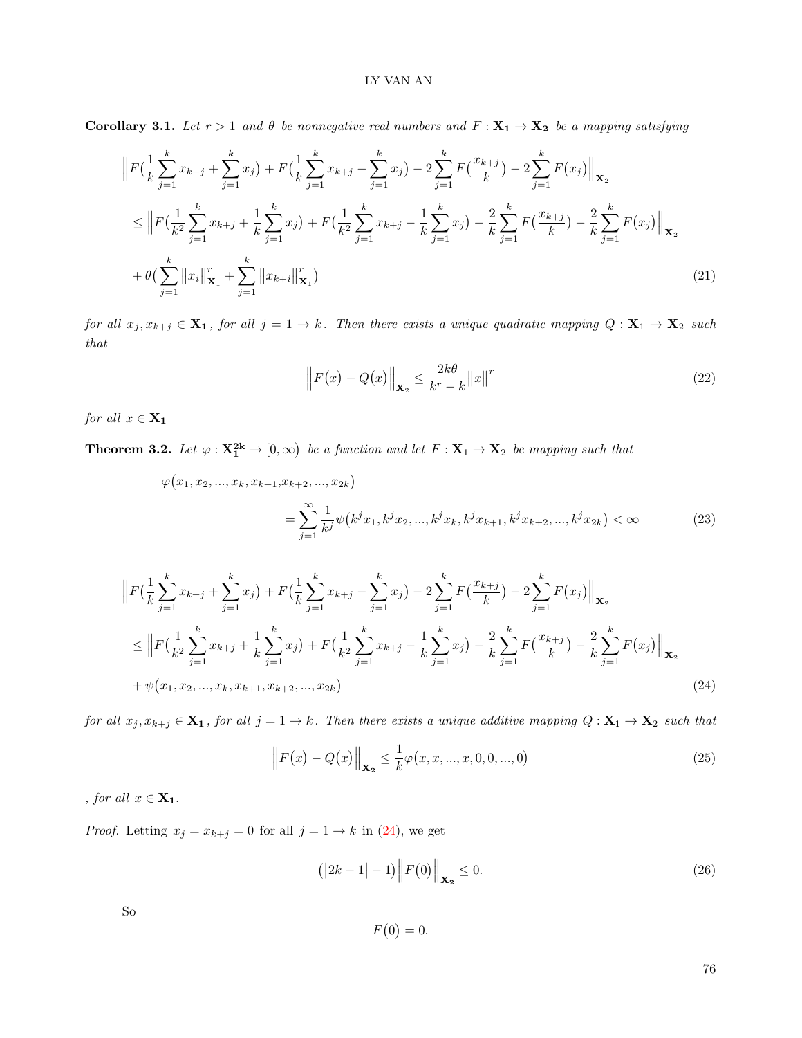**Corollary 3.1.** *Let $r > 1$ and $\theta$ be nonnegative real numbers and $F : \mathbf{X_1} \to \mathbf{X_2}$ be a mapping satisfying*

$$
\begin{aligned}
&\Big\| F\big(\frac{1}{k}\sum_{j=1}^{k} x_{k+j} + \sum_{j=1}^{k} x_j\big) + F\big(\frac{1}{k}\sum_{j=1}^{k} x_{k+j} - \sum_{j=1}^{k} x_j\big) - 2\sum_{j=1}^{k} F\big(\frac{x_{k+j}}{k}\big) - 2\sum_{j=1}^{k} F\big(x_j\big)\Big\|_{\mathbf{X_2}} \\
&\leq \Big\| F\big(\frac{1}{k^2}\sum_{j=1}^{k} x_{k+j} + \frac{1}{k}\sum_{j=1}^{k} x_j\big) + F\big(\frac{1}{k^2}\sum_{j=1}^{k} x_{k+j} - \frac{1}{k}\sum_{j=1}^{k} x_j\big) - \frac{2}{k}\sum_{j=1}^{k} F\big(\frac{x_{k+j}}{k}\big) - \frac{2}{k}\sum_{j=1}^{k} F\big(x_j\big)\Big\|_{\mathbf{X_2}} \\
&+ \theta\big(\sum_{j=1}^{k} \|x_i\|_{\mathbf{X_1}}^r + \sum_{j=1}^{k} \|x_{k+i}\|_{\mathbf{X_1}}^r\big)
\end{aligned}
\tag{21}
$$

*for all $x_j, x_{k+j} \in \mathbf{X_1}$, for all $j = 1 \to k$. Then there exists a unique quadratic mapping $Q : \mathbf{X_1} \to \mathbf{X_2}$ such that*

$$
\Big\| F\big(x\big) - Q\big(x\big)\Big\|_{\mathbf{X_2}} \leq \frac{2k\theta}{k^r - k}\|x\|^r \tag{22}
$$

*for all $x \in \mathbf{X_1}$*

**Theorem 3.2.** *Let $\varphi : \mathbf{X_1^{2k}} \to [0, \infty)$ be a function and let $F : \mathbf{X}_1 \to \mathbf{X}_2$ be mapping such that*

$$
\begin{aligned}
&\varphi\big(x_1, x_2, ..., x_k, x_{k+1}, x_{k+2}, ..., x_{2k}\big) \\
&\qquad = \sum_{j=1}^{\infty} \frac{1}{k^j}\psi\big(k^j x_1, k^j x_2, ..., k^j x_k, k^j x_{k+1}, k^j x_{k+2}, ..., k^j x_{2k}\big) < \infty
\end{aligned}
\tag{23}
$$

$$
\begin{aligned}
&\Big\| F\big(\frac{1}{k}\sum_{j=1}^{k} x_{k+j} + \sum_{j=1}^{k} x_j\big) + F\big(\frac{1}{k}\sum_{j=1}^{k} x_{k+j} - \sum_{j=1}^{k} x_j\big) - 2\sum_{j=1}^{k} F\big(\frac{x_{k+j}}{k}\big) - 2\sum_{j=1}^{k} F\big(x_j\big)\Big\|_{\mathbf{X_2}} \\
&\leq \Big\| F\big(\frac{1}{k^2}\sum_{j=1}^{k} x_{k+j} + \frac{1}{k}\sum_{j=1}^{k} x_j\big) + F\big(\frac{1}{k^2}\sum_{j=1}^{k} x_{k+j} - \frac{1}{k}\sum_{j=1}^{k} x_j\big) - \frac{2}{k}\sum_{j=1}^{k} F\big(\frac{x_{k+j}}{k}\big) - \frac{2}{k}\sum_{j=1}^{k} F\big(x_j\big)\Big\|_{\mathbf{X_2}} \\
&+ \psi\big(x_1, x_2, ..., x_k, x_{k+1}, x_{k+2}, ..., x_{2k}\big)
\end{aligned}
\tag{24}
$$

*for all $x_j, x_{k+j} \in \mathbf{X_1}$, for all $j = 1 \to k$. Then there exists a unique additive mapping $Q : \mathbf{X}_1 \to \mathbf{X}_2$ such that*

$$
\Big\| F\big(x\big) - Q\big(x\big)\Big\|_{\mathbf{X_2}} \leq \frac{1}{k}\varphi\big(x, x, ..., x, 0, 0, ..., 0\big) \tag{25}
$$

*, for all $x \in \mathbf{X_1}$.*

*Proof.* Letting $x_j = x_{k+j} = 0$ for all $j = 1 \to k$ in (24), we get

$$
\big(|2k - 1| - 1\big)\Big\| F\big(0\big)\Big\|_{\mathbf{X_2}} \leq 0. \tag{26}
$$

So

$$
F\big(0\big) = 0.
$$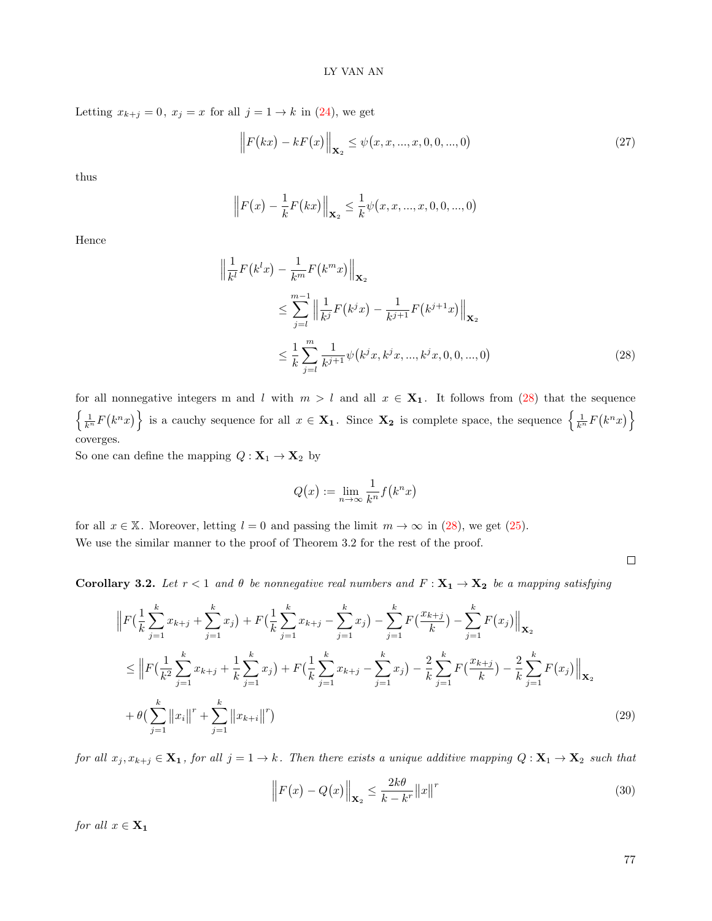Letting $x_{k+j} = 0,\ x_j = x$ for all $j = 1 \to k$ in (24), we get

$$\Big\|F\big(kx\big) - kF\big(x\big)\Big\|_{\mathbf{X_2}} \leq \psi\big(x, x, ..., x, 0, 0, ..., 0\big) \tag{27}$$

thus

$$\Big\|F\big(x\big) - \frac{1}{k}F\big(kx\big)\Big\|_{\mathbf{X_2}} \leq \frac{1}{k}\psi\big(x, x, ..., x, 0, 0, ..., 0\big)$$

Hence

$$\begin{aligned}
&\Big\|\frac{1}{k^l}F\big(k^l x\big) - \frac{1}{k^m}F\big(k^m x\big)\Big\|_{\mathbf{X_2}} \\
&\qquad \leq \sum_{j=l}^{m-1}\Big\|\frac{1}{k^j}F\big(k^j x\big) - \frac{1}{k^{j+1}}F\big(k^{j+1}x\big)\Big\|_{\mathbf{X_2}} \\
&\qquad \leq \frac{1}{k}\sum_{j=l}^{m}\frac{1}{k^{j+1}}\psi\big(k^j x, k^j x, ..., k^j x, 0, 0, ..., 0\big)
\end{aligned} \tag{28}$$

for all nonnegative integers m and $l$ with $m > l$ and all $x \in \mathbf{X_1}$. It follows from (28) that the sequence $\left\{\frac{1}{k^n}F\big(k^n x\big)\right\}$ is a cauchy sequence for all $x \in \mathbf{X_1}$. Since $\mathbf{X_2}$ is complete space, the sequence $\left\{\frac{1}{k^n}F\big(k^n x\big)\right\}$ coverges.

So one can define the mapping $Q : \mathbf{X}_1 \to \mathbf{X}_2$ by

$$Q\big(x\big) := \lim_{n\to\infty}\frac{1}{k^n}f\big(k^n x\big)$$

for all $x \in \mathbb{X}$. Moreover, letting $l = 0$ and passing the limit $m \to \infty$ in (28), we get (25).

We use the similar manner to the proof of Theorem 3.2 for the rest of the proof.

□

**Corollary 3.2.** *Let $r < 1$ and $\theta$ be nonnegative real numbers and $F : \mathbf{X_1} \to \mathbf{X_2}$ be a mapping satisfying*

$$\begin{aligned}
&\Big\|F\Big(\frac{1}{k}\sum_{j=1}^{k}x_{k+j} + \sum_{j=1}^{k}x_j\Big) + F\Big(\frac{1}{k}\sum_{j=1}^{k}x_{k+j} - \sum_{j=1}^{k}x_j\Big) - \sum_{j=1}^{k}F\Big(\frac{x_{k+j}}{k}\Big) - \sum_{j=1}^{k}F\big(x_j\big)\Big\|_{\mathbf{X_2}} \\
&\leq \Big\|F\Big(\frac{1}{k^2}\sum_{j=1}^{k}x_{k+j} + \frac{1}{k}\sum_{j=1}^{k}x_j\Big) + F\Big(\frac{1}{k}\sum_{j=1}^{k}x_{k+j} - \sum_{j=1}^{k}x_j\Big) - \frac{2}{k}\sum_{j=1}^{k}F\Big(\frac{x_{k+j}}{k}\Big) - \frac{2}{k}\sum_{j=1}^{k}F\big(x_j\big)\Big\|_{\mathbf{X_2}} \\
&+ \theta\Big(\sum_{j=1}^{k}\big\|x_i\big\|^r + \sum_{j=1}^{k}\big\|x_{k+i}\big\|^r\Big)
\end{aligned} \tag{29}$$

*for all $x_j, x_{k+j} \in \mathbf{X_1}$, for all $j = 1 \to k$. Then there exists a unique additive mapping $Q : \mathbf{X_1} \to \mathbf{X_2}$ such that*

$$\Big\|F\big(x\big) - Q\big(x\big)\Big\|_{\mathbf{X_2}} \leq \frac{2k\theta}{k - k^r}\big\|x\big\|^r \tag{30}$$

*for all $x \in \mathbf{X_1}$*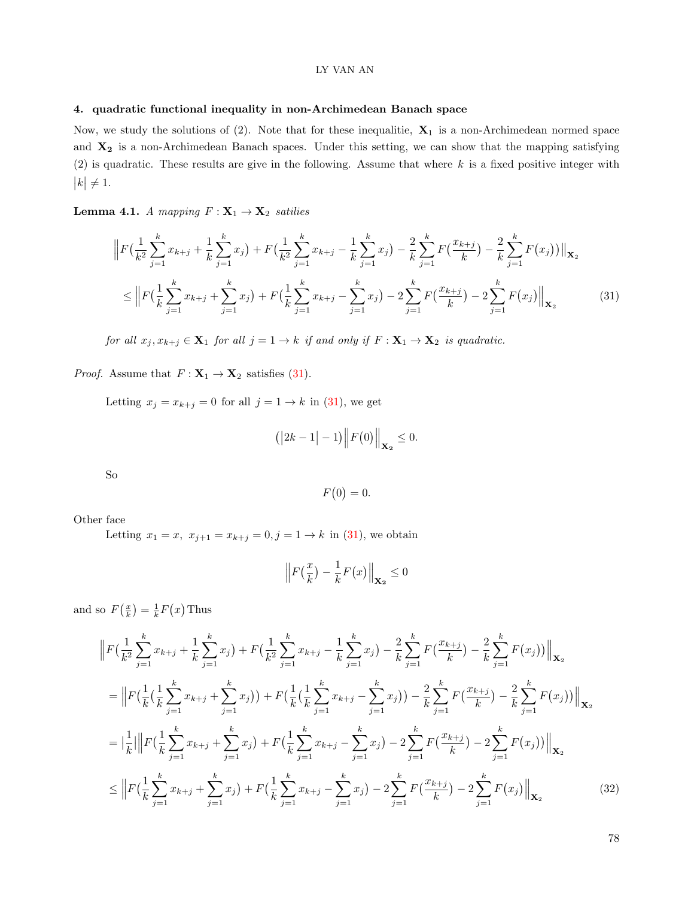## 4. quadratic functional inequality in non-Archimedean Banach space

Now, we study the solutions of (2). Note that for these inequalitie, $\mathbf{X_1}$ is a non-Archimedean normed space and $\mathbf{X_2}$ is a non-Archimedean Banach spaces. Under this setting, we can show that the mapping satisfying (2) is quadratic. These results are give in the following. Assume that where $k$ is a fixed positive integer with $|k| \neq 1$.

**Lemma 4.1.** *A mapping $F : \mathbf{X}_1 \to \mathbf{X}_2$ satilies*

$$\Big\|F\big(\frac{1}{k^2}\sum_{j=1}^{k} x_{k+j} + \frac{1}{k}\sum_{j=1}^{k} x_j\big) + F\big(\frac{1}{k^2}\sum_{j=1}^{k} x_{k+j} - \frac{1}{k}\sum_{j=1}^{k} x_j\big) - \frac{2}{k}\sum_{j=1}^{k} F\big(\frac{x_{k+j}}{k}\big) - \frac{2}{k}\sum_{j=1}^{k} F\big(x_j\big)\big)\Big\|_{\mathbf{X_2}}$$
$$\leq \Big\|F\big(\frac{1}{k}\sum_{j=1}^{k} x_{k+j} + \sum_{j=1}^{k} x_j\big) + F\big(\frac{1}{k}\sum_{j=1}^{k} x_{k+j} - \sum_{j=1}^{k} x_j\big) - 2\sum_{j=1}^{k} F\big(\frac{x_{k+j}}{k}\big) - 2\sum_{j=1}^{k} F\big(x_j\big)\Big\|_{\mathbf{X_2}} \tag{31}$$

*for all $x_j, x_{k+j} \in \mathbf{X}_1$ for all $j = 1 \to k$ if and only if $F : \mathbf{X}_1 \to \mathbf{X}_2$ is quadratic.*

*Proof.* Assume that $F : \mathbf{X}_1 \to \mathbf{X}_2$ satisfies (31).

Letting $x_j = x_{k+j} = 0$ for all $j = 1 \to k$ in (31), we get

$$\big(|2k-1| - 1\big)\Big\|F\big(0\big)\Big\|_{\mathbf{X_2}} \leq 0.$$

So

$$F\big(0\big) = 0.$$

Other face

Letting $x_1 = x,\ x_{j+1} = x_{k+j} = 0, j = 1 \to k$ in (31), we obtain

$$\Big\|F\big(\frac{x}{k}\big) - \frac{1}{k}F\big(x\big)\Big\|_{\mathbf{X_2}} \leq 0$$

and so $F\big(\frac{x}{k}\big) = \frac{1}{k}F\big(x\big)$ Thus

$$\Big\|F\big(\frac{1}{k^2}\sum_{j=1}^{k} x_{k+j} + \frac{1}{k}\sum_{j=1}^{k} x_j\big) + F\big(\frac{1}{k^2}\sum_{j=1}^{k} x_{k+j} - \frac{1}{k}\sum_{j=1}^{k} x_j\big) - \frac{2}{k}\sum_{j=1}^{k} F\big(\frac{x_{k+j}}{k}\big) - \frac{2}{k}\sum_{j=1}^{k} F\big(x_j\big)\big)\Big\|_{\mathbf{X_2}}$$
$$= \Big\|F\big(\frac{1}{k}\big(\frac{1}{k}\sum_{j=1}^{k} x_{k+j} + \sum_{j=1}^{k} x_j\big)\big) + F\big(\frac{1}{k}\big(\frac{1}{k}\sum_{j=1}^{k} x_{k+j} - \sum_{j=1}^{k} x_j\big)\big) - \frac{2}{k}\sum_{j=1}^{k} F\big(\frac{x_{k+j}}{k}\big) - \frac{2}{k}\sum_{j=1}^{k} F\big(x_j\big)\big)\Big\|_{\mathbf{X_2}}$$
$$= \big|\frac{1}{k}\big|\Big\|F\big(\frac{1}{k}\sum_{j=1}^{k} x_{k+j} + \sum_{j=1}^{k} x_j\big) + F\big(\frac{1}{k}\sum_{j=1}^{k} x_{k+j} - \sum_{j=1}^{k} x_j\big) - 2\sum_{j=1}^{k} F\big(\frac{x_{k+j}}{k}\big) - 2\sum_{j=1}^{k} F\big(x_j\big)\big)\Big\|_{\mathbf{X_2}}$$
$$\leq \Big\|F\big(\frac{1}{k}\sum_{j=1}^{k} x_{k+j} + \sum_{j=1}^{k} x_j\big) + F\big(\frac{1}{k}\sum_{j=1}^{k} x_{k+j} - \sum_{j=1}^{k} x_j\big) - 2\sum_{j=1}^{k} F\big(\frac{x_{k+j}}{k}\big) - 2\sum_{j=1}^{k} F\big(x_j\big)\Big\|_{\mathbf{X_2}} \tag{32}$$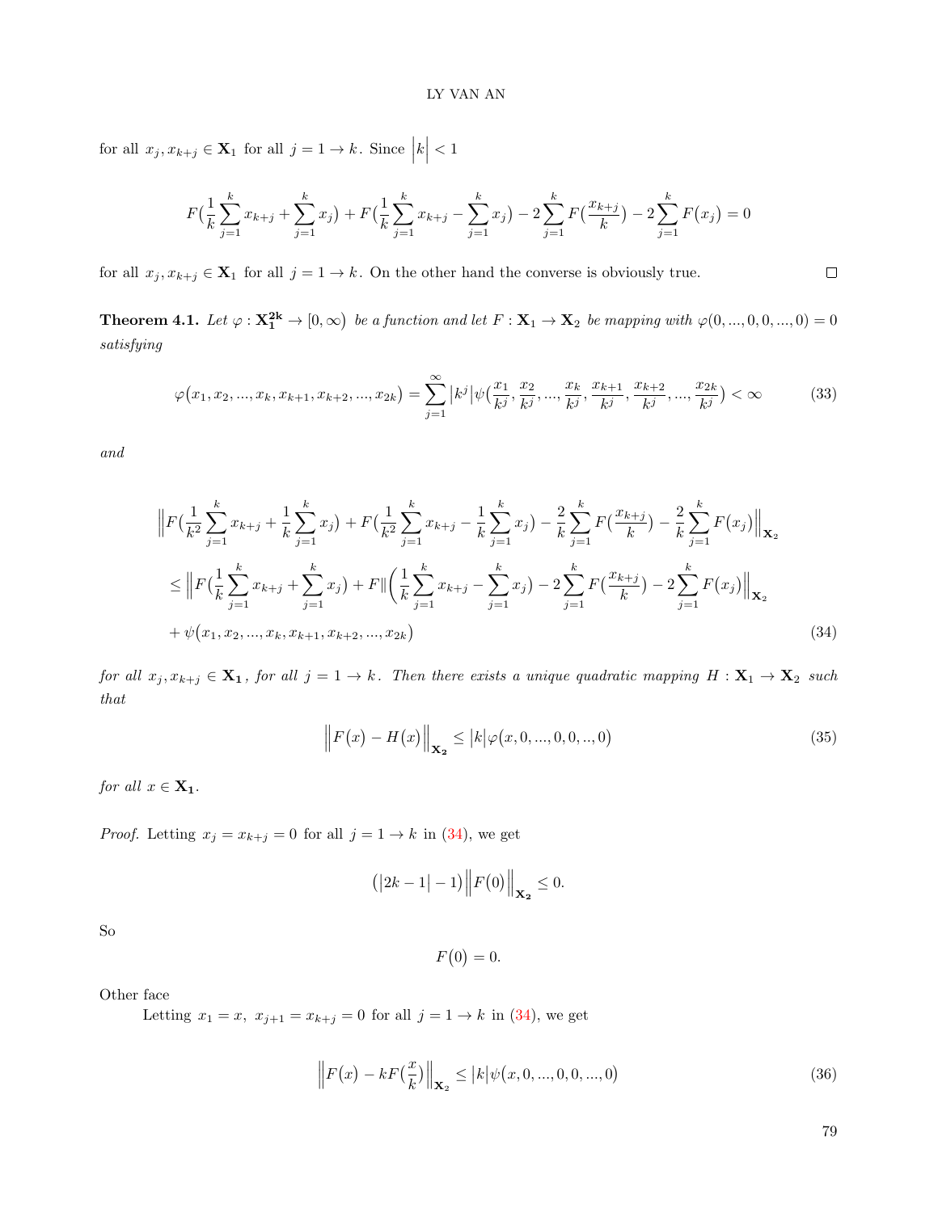for all $x_j, x_{k+j} \in \mathbf{X}_1$ for all $j = 1 \to k$. Since $\Big|k\Big| < 1$

$$F\big(\frac{1}{k}\sum_{j=1}^{k} x_{k+j} + \sum_{j=1}^{k} x_j\big) + F\big(\frac{1}{k}\sum_{j=1}^{k} x_{k+j} - \sum_{j=1}^{k} x_j\big) - 2\sum_{j=1}^{k} F\big(\frac{x_{k+j}}{k}\big) - 2\sum_{j=1}^{k} F\big(x_j\big) = 0$$

for all $x_j, x_{k+j} \in \mathbf{X}_1$ for all $j = 1 \to k$. On the other hand the converse is obviously true. $\square$

**Theorem 4.1.** *Let $\varphi : \mathbf{X_1^{2k}} \to [0, \infty\big)$ be a function and let $F : \mathbf{X}_1 \to \mathbf{X}_2$ be mapping with $\varphi(0, ..., 0, 0, ..., 0) = 0$ satisfying*

$$\varphi\big(x_1, x_2, ..., x_k, x_{k+1}, x_{k+2}, ..., x_{2k}\big) = \sum_{j=1}^{\infty} \big|k^j\big|\psi\big(\frac{x_1}{k^j}, \frac{x_2}{k^j}, ..., \frac{x_k}{k^j}, \frac{x_{k+1}}{k^j}, \frac{x_{k+2}}{k^j}, ..., \frac{x_{2k}}{k^j}\big) < \infty \tag{33}$$

*and*

$$\begin{aligned}
&\Big\|F\big(\frac{1}{k^2}\sum_{j=1}^{k} x_{k+j} + \frac{1}{k}\sum_{j=1}^{k} x_j\big) + F\big(\frac{1}{k^2}\sum_{j=1}^{k} x_{k+j} - \frac{1}{k}\sum_{j=1}^{k} x_j\big) - \frac{2}{k}\sum_{j=1}^{k} F\big(\frac{x_{k+j}}{k}\big) - \frac{2}{k}\sum_{j=1}^{k} F\big(x_j\big)\Big\|_{\mathbf{X}_2} \\
&\leq \Big\|F\big(\frac{1}{k}\sum_{j=1}^{k} x_{k+j} + \sum_{j=1}^{k} x_j\big) + F\|\Big(\frac{1}{k}\sum_{j=1}^{k} x_{k+j} - \sum_{j=1}^{k} x_j\big) - 2\sum_{j=1}^{k} F\big(\frac{x_{k+j}}{k}\big) - 2\sum_{j=1}^{k} F\big(x_j\big)\Big\|_{\mathbf{X}_2} \\
&+ \psi\big(x_1, x_2, ..., x_k, x_{k+1}, x_{k+2}, ..., x_{2k}\big)
\end{aligned} \tag{34}$$

*for all $x_j, x_{k+j} \in \mathbf{X_1}$, for all $j = 1 \to k$. Then there exists a unique quadratic mapping $H : \mathbf{X}_1 \to \mathbf{X}_2$ such that*

$$\Big\|F\big(x\big) - H\big(x\big)\Big\|_{\mathbf{X_2}} \leq \big|k\big|\varphi\big(x, 0, ..., 0, 0, .., 0\big) \tag{35}$$

*for all $x \in \mathbf{X_1}$.*

*Proof.* Letting $x_j = x_{k+j} = 0$ for all $j = 1 \to k$ in (34), we get

$$\big(\big|2k - 1\big| - 1\big)\Big\|F\big(0\big)\Big\|_{\mathbf{X_2}} \leq 0.$$

So

$$F\big(0\big) = 0.$$

Other face

Letting $x_1 = x,\ x_{j+1} = x_{k+j} = 0$ for all $j = 1 \to k$ in (34), we get

$$\Big\|F\big(x\big) - kF\big(\frac{x}{k}\big)\Big\|_{\mathbf{X}_2} \leq \big|k\big|\psi\big(x, 0, ..., 0, 0, ..., 0\big) \tag{36}$$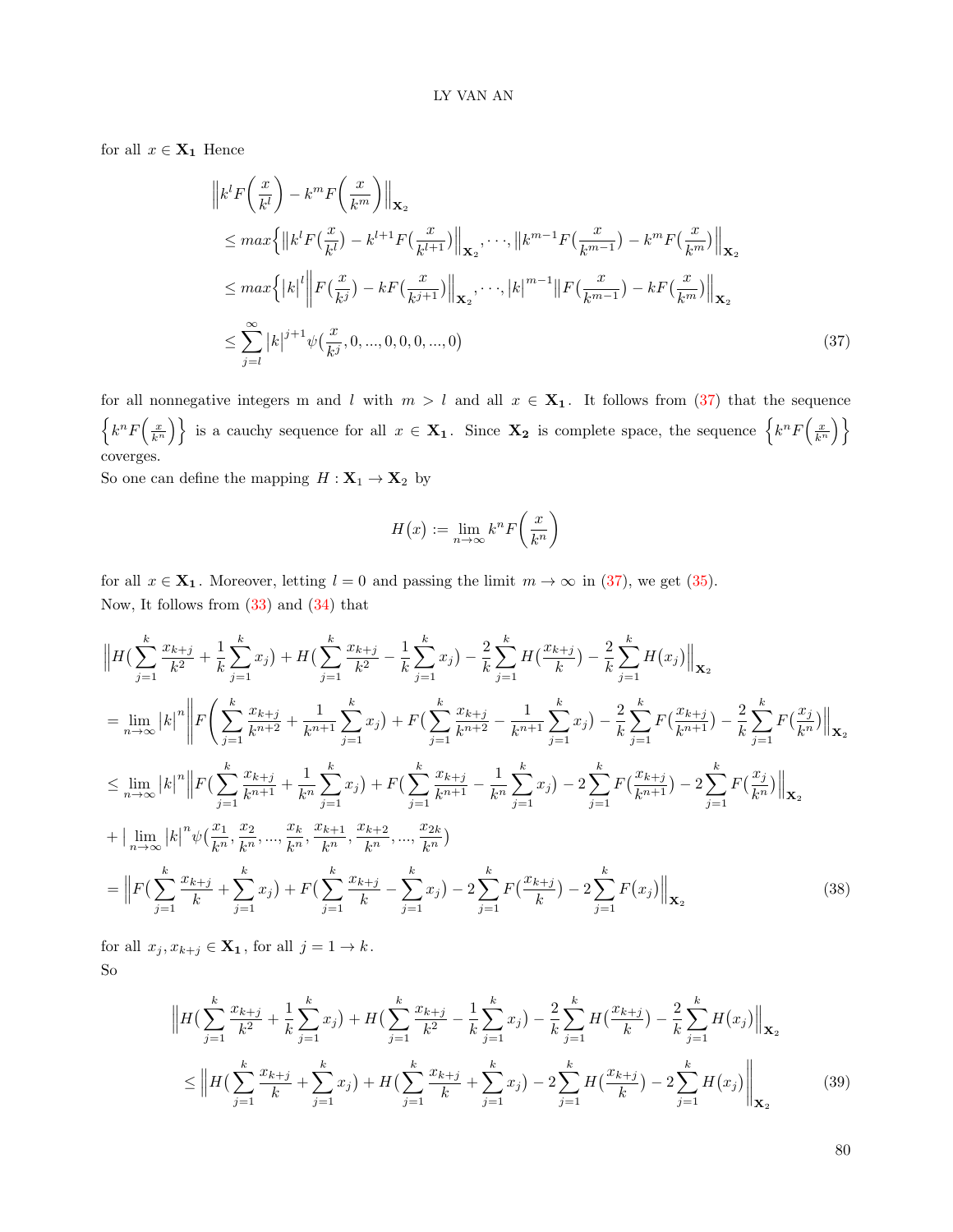for all $x \in \mathbf{X_1}$ Hence

$$
\begin{aligned}
&\Big\|k^l F\Big(\frac{x}{k^l}\Big) - k^m F\Big(\frac{x}{k^m}\Big)\Big\|_{\mathbf{X_2}} \\
&\le max\Big\{\big\|k^l F(\frac{x}{k^l}) - k^{l+1} F(\frac{x}{k^{l+1}})\big\|_{\mathbf{X_2}}, \cdots, \big\|k^{m-1} F(\frac{x}{k^{m-1}}) - k^m F(\frac{x}{k^m})\big\|_{\mathbf{X_2}} \\
&\le max\Big\{\big|k\big|^l \Big\|F(\frac{x}{k^j}) - kF(\frac{x}{k^{j+1}})\Big\|_{\mathbf{X_2}}, \cdots, \big|k\big|^{m-1} \big\|F(\frac{x}{k^{m-1}}) - kF(\frac{x}{k^m})\big\|_{\mathbf{X_2}} \\
&\le \sum_{j=l}^{\infty} \big|k\big|^{j+1} \psi(\frac{x}{k^j}, 0, ..., 0, 0, 0, ..., 0)
\end{aligned} \tag{37}
$$

for all nonnegative integers m and $l$ with $m > l$ and all $x \in \mathbf{X_1}$. It follows from (37) that the sequence $\Big\{k^n F\Big(\frac{x}{k^n}\Big)\Big\}$ is a cauchy sequence for all $x \in \mathbf{X_1}$. Since $\mathbf{X_2}$ is complete space, the sequence $\Big\{k^n F\Big(\frac{x}{k^n}\Big)\Big\}$ coverges.

So one can define the mapping $H : \mathbf{X}_1 \to \mathbf{X}_2$ by

$$
H(x) := \lim_{n\to\infty} k^n F\Big(\frac{x}{k^n}\Big)
$$

for all $x \in \mathbf{X_1}$. Moreover, letting $l = 0$ and passing the limit $m \to \infty$ in (37), we get (35).

Now, It follows from (33) and (34) that

$$
\begin{aligned}
&\Big\|H(\sum_{j=1}^{k} \frac{x_{k+j}}{k^2} + \frac{1}{k}\sum_{j=1}^{k} x_j) + H(\sum_{j=1}^{k} \frac{x_{k+j}}{k^2} - \frac{1}{k}\sum_{j=1}^{k} x_j) - \frac{2}{k}\sum_{j=1}^{k} H(\frac{x_{k+j}}{k}) - \frac{2}{k}\sum_{j=1}^{k} H(x_j)\Big\|_{\mathbf{X_2}} \\
&= \lim_{n\to\infty} \big|k\big|^n \Big\|F\Bigg(\sum_{j=1}^{k} \frac{x_{k+j}}{k^{n+2}} + \frac{1}{k^{n+1}}\sum_{j=1}^{k} x_j) + F(\sum_{j=1}^{k} \frac{x_{k+j}}{k^{n+2}} - \frac{1}{k^{n+1}}\sum_{j=1}^{k} x_j) - \frac{2}{k}\sum_{j=1}^{k} F(\frac{x_{k+j}}{k^{n+1}}) - \frac{2}{k}\sum_{j=1}^{k} F(\frac{x_j}{k^n})\Big\|_{\mathbf{X_2}} \\
&\le \lim_{n\to\infty} \big|k\big|^n \Big\|F(\sum_{j=1}^{k} \frac{x_{k+j}}{k^{n+1}} + \frac{1}{k^n}\sum_{j=1}^{k} x_j) + F(\sum_{j=1}^{k} \frac{x_{k+j}}{k^{n+1}} - \frac{1}{k^n}\sum_{j=1}^{k} x_j) - 2\sum_{j=1}^{k} F(\frac{x_{k+j}}{k^{n+1}}) - 2\sum_{j=1}^{k} F(\frac{x_j}{k^n})\Big\|_{\mathbf{X_2}} \\
&+ \big|\lim_{n\to\infty} \big|k\big|^n \psi(\frac{x_1}{k^n}, \frac{x_2}{k^n}, ..., \frac{x_k}{k^n}, \frac{x_{k+1}}{k^n}, \frac{x_{k+2}}{k^n}, ..., \frac{x_{2k}}{k^n}) \\
&= \Big\|F(\sum_{j=1}^{k} \frac{x_{k+j}}{k} + \sum_{j=1}^{k} x_j) + F(\sum_{j=1}^{k} \frac{x_{k+j}}{k} - \sum_{j=1}^{k} x_j) - 2\sum_{j=1}^{k} F(\frac{x_{k+j}}{k}) - 2\sum_{j=1}^{k} F(x_j)\Big\|_{\mathbf{X_2}}
\end{aligned} \tag{38}
$$

for all $x_j, x_{k+j} \in \mathbf{X_1}$, for all $j = 1 \to k$.

So

$$
\begin{aligned}
&\Big\|H(\sum_{j=1}^{k} \frac{x_{k+j}}{k^2} + \frac{1}{k}\sum_{j=1}^{k} x_j) + H(\sum_{j=1}^{k} \frac{x_{k+j}}{k^2} - \frac{1}{k}\sum_{j=1}^{k} x_j) - \frac{2}{k}\sum_{j=1}^{k} H(\frac{x_{k+j}}{k}) - \frac{2}{k}\sum_{j=1}^{k} H(x_j)\Big\|_{\mathbf{X_2}} \\
&\le \Bigg\|H(\sum_{j=1}^{k} \frac{x_{k+j}}{k} + \sum_{j=1}^{k} x_j) + H(\sum_{j=1}^{k} \frac{x_{k+j}}{k} + \sum_{j=1}^{k} x_j) - 2\sum_{j=1}^{k} H(\frac{x_{k+j}}{k}) - 2\sum_{j=1}^{k} H(x_j)\Bigg\|_{\mathbf{X_2}}
\end{aligned} \tag{39}
$$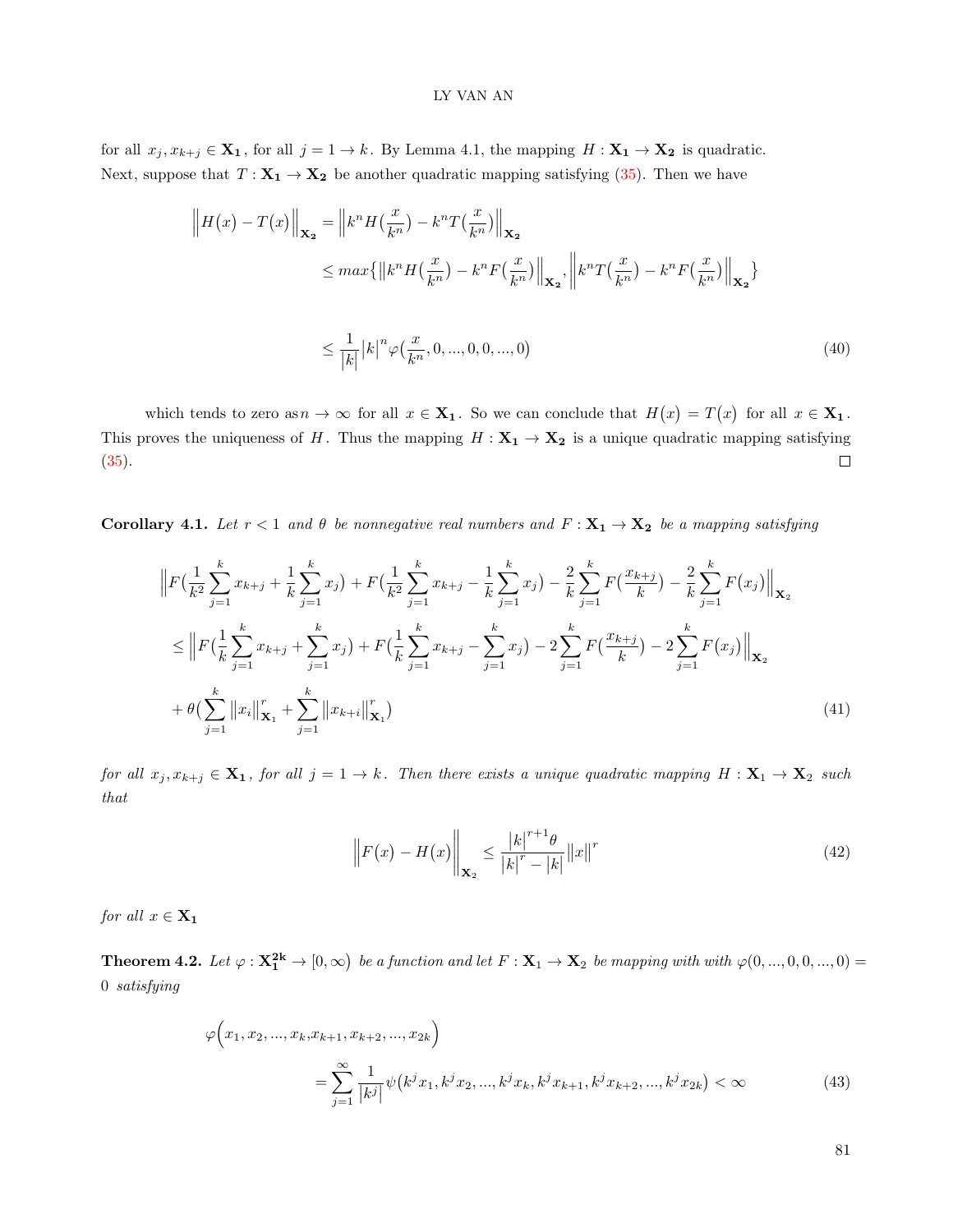for all $x_j, x_{k+j} \in \mathbf{X_1}$, for all $j = 1 \to k$. By Lemma 4.1, the mapping $H : \mathbf{X_1} \to \mathbf{X_2}$ is quadratic. Next, suppose that $T : \mathbf{X_1} \to \mathbf{X_2}$ be another quadratic mapping satisfying (35). Then we have

$$
\begin{aligned}
\Big\|H(x) - T(x)\Big\|_{\mathbf{X_2}} &= \Big\|k^n H\big(\frac{x}{k^n}\big) - k^n T\big(\frac{x}{k^n}\big)\Big\|_{\mathbf{X_2}} \\
&\leq max\Big\{\Big\|k^n H\big(\frac{x}{k^n}\big) - k^n F\big(\frac{x}{k^n}\big)\Big\|_{\mathbf{X_2}}, \Big\|k^n T\big(\frac{x}{k^n}\big) - k^n F\big(\frac{x}{k^n}\big)\Big\|_{\mathbf{X_2}}\Big\} \\
&\leq \frac{1}{\big|k\big|}\big|k\big|^n \varphi\big(\frac{x}{k^n}, 0, ..., 0, 0, ..., 0\big) \qquad (40)
\end{aligned}
$$

which tends to zero as $n \to \infty$ for all $x \in \mathbf{X_1}$. So we can conclude that $H\big(x\big) = T\big(x\big)$ for all $x \in \mathbf{X_1}$. This proves the uniqueness of $H$. Thus the mapping $H : \mathbf{X_1} \to \mathbf{X_2}$ is a unique quadratic mapping satisfying (35). □

**Corollary 4.1.** *Let $r < 1$ and $\theta$ be nonnegative real numbers and $F : \mathbf{X_1} \to \mathbf{X_2}$ be a mapping satisfying*

$$
\begin{aligned}
&\Big\|F\big(\frac{1}{k^2}\sum_{j=1}^{k} x_{k+j} + \frac{1}{k}\sum_{j=1}^{k} x_j\big) + F\big(\frac{1}{k^2}\sum_{j=1}^{k} x_{k+j} - \frac{1}{k}\sum_{j=1}^{k} x_j\big) - \frac{2}{k}\sum_{j=1}^{k} F\big(\frac{x_{k+j}}{k}\big) - \frac{2}{k}\sum_{j=1}^{k} F\big(x_j\big)\Big\|_{\mathbf{X}_2} \\
&\leq \Big\|F\big(\frac{1}{k}\sum_{j=1}^{k} x_{k+j} + \sum_{j=1}^{k} x_j\big) + F\big(\frac{1}{k}\sum_{j=1}^{k} x_{k+j} - \sum_{j=1}^{k} x_j\big) - 2\sum_{j=1}^{k} F\big(\frac{x_{k+j}}{k}\big) - 2\sum_{j=1}^{k} F\big(x_j\big)\Big\|_{\mathbf{X}_2} \\
&+ \theta\big(\sum_{j=1}^{k} \big\|x_i\big\|_{\mathbf{X}_1}^r + \sum_{j=1}^{k} \big\|x_{k+i}\big\|_{\mathbf{X}_1}^r\big) \qquad (41)
\end{aligned}
$$

*for all $x_j, x_{k+j} \in \mathbf{X_1}$, for all $j = 1 \to k$. Then there exists a unique quadratic mapping $H : \mathbf{X}_1 \to \mathbf{X}_2$ such that*

$$
\Big\|F\big(x\big) - H\big(x\big)\Big\|_{\mathbf{X}_2} \leq \frac{\big|k\big|^{r+1}\theta}{\big|k\big|^r - \big|k\big|}\big\|x\big\|^r \qquad (42)
$$

*for all $x \in \mathbf{X_1}$*

**Theorem 4.2.** *Let $\varphi : \mathbf{X_1^{2k}} \to [0, \infty)$ be a function and let $F : \mathbf{X}_1 \to \mathbf{X}_2$ be mapping with with $\varphi(0, ..., 0, 0, ..., 0) = 0$ satisfying*

$$
\begin{aligned}
&\varphi\Big(x_1, x_2, ..., x_k, x_{k+1}, x_{k+2}, ..., x_{2k}\Big) \\
&= \sum_{j=1}^{\infty} \frac{1}{\big|k^j\big|}\psi\big(k^j x_1, k^j x_2, ..., k^j x_k, k^j x_{k+1}, k^j x_{k+2}, ..., k^j x_{2k}\big) < \infty \qquad (43)
\end{aligned}
$$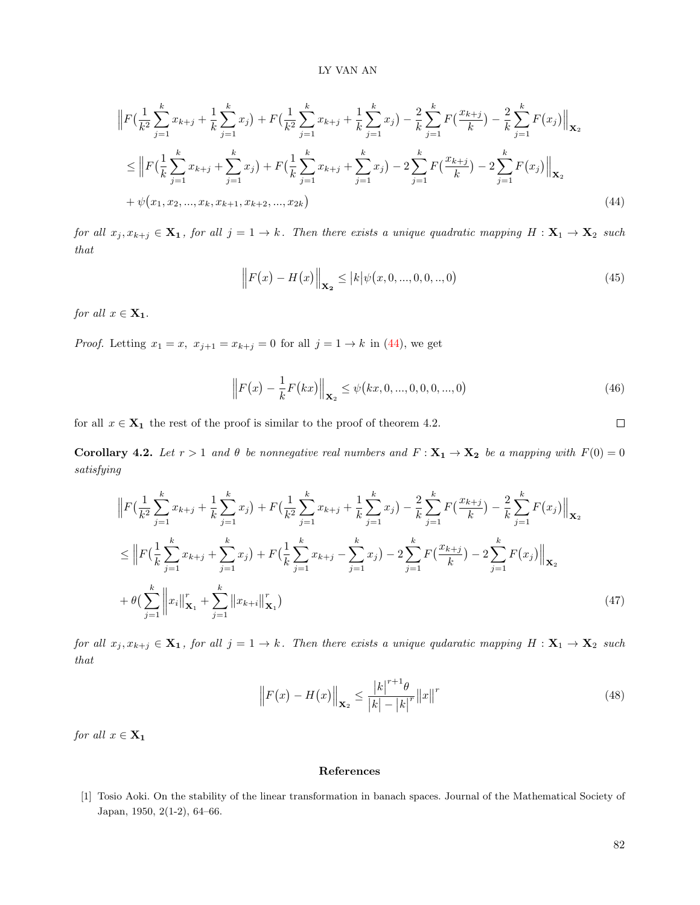$$
\begin{aligned}
&\Big\|F\big(\frac{1}{k^2}\sum_{j=1}^{k}x_{k+j}+\frac{1}{k}\sum_{j=1}^{k}x_j\big)+F\big(\frac{1}{k^2}\sum_{j=1}^{k}x_{k+j}+\frac{1}{k}\sum_{j=1}^{k}x_j\big)-\frac{2}{k}\sum_{j=1}^{k}F\big(\frac{x_{k+j}}{k}\big)-\frac{2}{k}\sum_{j=1}^{k}F\big(x_j\big)\Big\|_{\mathbf{X_2}}\\
&\le\Big\|F\big(\frac{1}{k}\sum_{j=1}^{k}x_{k+j}+\sum_{j=1}^{k}x_j\big)+F\big(\frac{1}{k}\sum_{j=1}^{k}x_{k+j}+\sum_{j=1}^{k}x_j\big)-2\sum_{j=1}^{k}F\big(\frac{x_{k+j}}{k}\big)-2\sum_{j=1}^{k}F\big(x_j\big)\Big\|_{\mathbf{X_2}}\\
&+\psi\big(x_1,x_2,...,x_k,x_{k+1},x_{k+2},...,x_{2k}\big)
\end{aligned}
\tag{44}
$$

*for all $x_j, x_{k+j}\in\mathbf{X_1}$, for all $j=1\to k$. Then there exists a unique quadratic mapping $H:\mathbf{X_1}\to\mathbf{X_2}$ such that*

$$
\Big\|F\big(x\big)-H\big(x\big)\Big\|_{\mathbf{X_2}}\le|k|\psi\big(x,0,...,0,0,..,0\big)
\tag{45}
$$

*for all $x\in\mathbf{X_1}$.*

*Proof.* Letting $x_1=x,\ x_{j+1}=x_{k+j}=0$ for all $j=1\to k$ in (44), we get

$$
\Big\|F\big(x\big)-\frac{1}{k}F\big(kx\big)\Big\|_{\mathbf{X_2}}\le\psi\big(kx,0,...,0,0,0,...,0\big)
\tag{46}
$$

for all $x\in\mathbf{X_1}$ the rest of the proof is similar to the proof of theorem 4.2. □

**Corollary 4.2.** *Let $r>1$ and $\theta$ be nonnegative real numbers and $F:\mathbf{X_1}\to\mathbf{X_2}$ be a mapping with $F(0)=0$ satisfying*

$$
\begin{aligned}
&\Big\|F\big(\frac{1}{k^2}\sum_{j=1}^{k}x_{k+j}+\frac{1}{k}\sum_{j=1}^{k}x_j\big)+F\big(\frac{1}{k^2}\sum_{j=1}^{k}x_{k+j}+\frac{1}{k}\sum_{j=1}^{k}x_j\big)-\frac{2}{k}\sum_{j=1}^{k}F\big(\frac{x_{k+j}}{k}\big)-\frac{2}{k}\sum_{j=1}^{k}F\big(x_j\big)\Big\|_{\mathbf{X_2}}\\
&\le\Big\|F\big(\frac{1}{k}\sum_{j=1}^{k}x_{k+j}+\sum_{j=1}^{k}x_j\big)+F\big(\frac{1}{k}\sum_{j=1}^{k}x_{k+j}-\sum_{j=1}^{k}x_j\big)-2\sum_{j=1}^{k}F\big(\frac{x_{k+j}}{k}\big)-2\sum_{j=1}^{k}F\big(x_j\big)\Big\|_{\mathbf{X_2}}\\
&+\theta\big(\sum_{j=1}^{k}\Big\|x_i\big\|^r_{\mathbf{X_1}}+\sum_{j=1}^{k}\big\|x_{k+i}\big\|^r_{\mathbf{X_1}}\big)
\end{aligned}
\tag{47}
$$

*for all $x_j, x_{k+j}\in\mathbf{X_1}$, for all $j=1\to k$. Then there exists a unique qudaratic mapping $H:\mathbf{X_1}\to\mathbf{X_2}$ such that*

$$
\Big\|F\big(x\big)-H\big(x\big)\Big\|_{\mathbf{X_2}}\le\frac{\big|k\big|^{r+1}\theta}{\big|k\big|-\big|k\big|^r}\big\|x\big\|^r
\tag{48}
$$

*for all $x\in\mathbf{X_1}$*

## References

[1] Tosio Aoki. On the stability of the linear transformation in banach spaces. Journal of the Mathematical Society of Japan, 1950, 2(1-2), 64–66.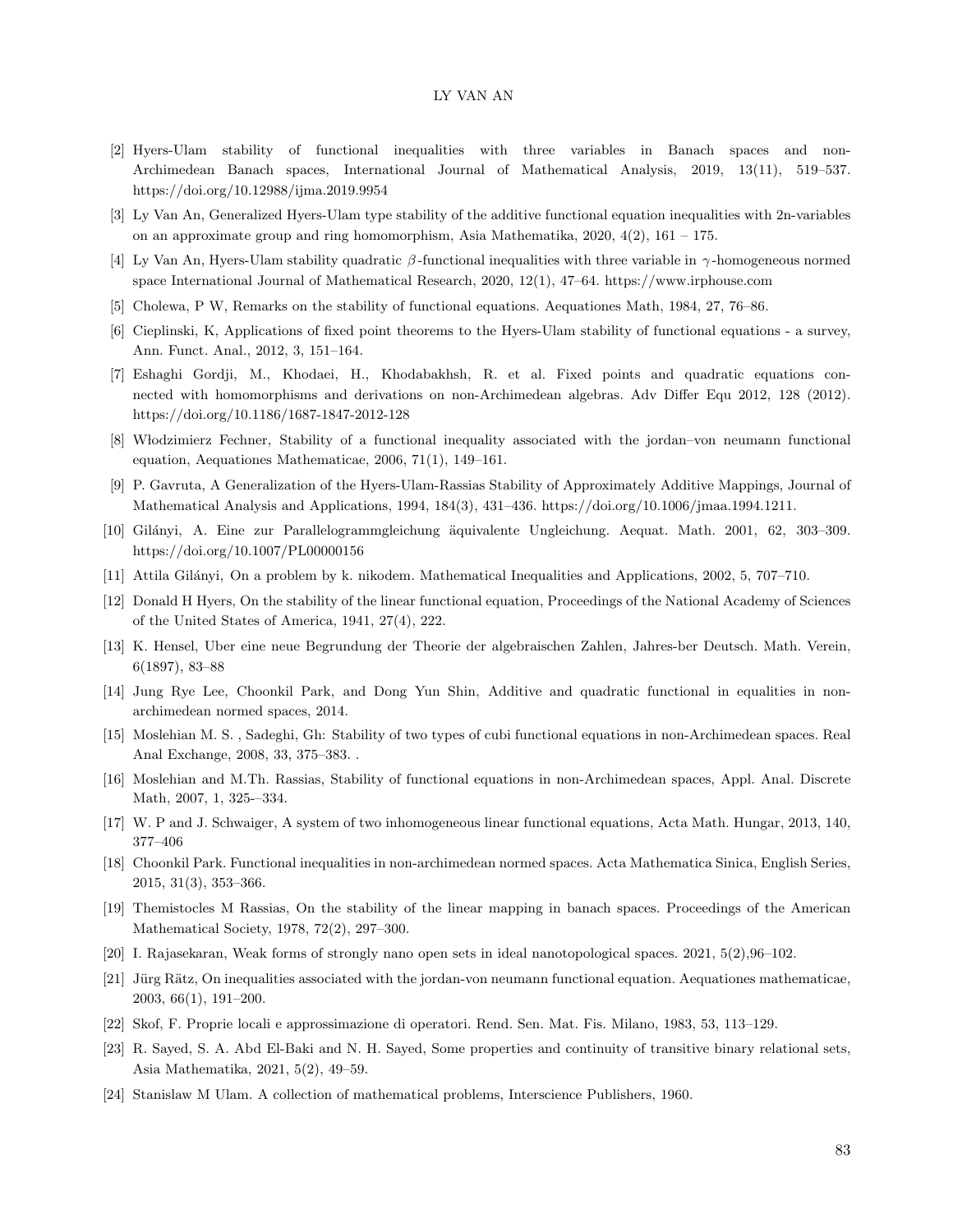[2] Hyers-Ulam stability of functional inequalities with three variables in Banach spaces and non-Archimedean Banach spaces, International Journal of Mathematical Analysis, 2019, 13(11), 519–537. https://doi.org/10.12988/ijma.2019.9954

[3] Ly Van An, Generalized Hyers-Ulam type stability of the additive functional equation inequalities with 2n-variables on an approximate group and ring homomorphism, Asia Mathematika, 2020, 4(2), 161 – 175.

[4] Ly Van An, Hyers-Ulam stability quadratic $\beta$-functional inequalities with three variable in $\gamma$-homogeneous normed space International Journal of Mathematical Research, 2020, 12(1), 47–64. https://www.irphouse.com

[5] Cholewa, P W, Remarks on the stability of functional equations. Aequationes Math, 1984, 27, 76–86.

[6] Cieplinski, K, Applications of fixed point theorems to the Hyers-Ulam stability of functional equations - a survey, Ann. Funct. Anal., 2012, 3, 151–164.

[7] Eshaghi Gordji, M., Khodaei, H., Khodabakhsh, R. et al. Fixed points and quadratic equations connected with homomorphisms and derivations on non-Archimedean algebras. Adv Differ Equ 2012, 128 (2012). https://doi.org/10.1186/1687-1847-2012-128

[8] Włodzimierz Fechner, Stability of a functional inequality associated with the jordan–von neumann functional equation, Aequationes Mathematicae, 2006, 71(1), 149–161.

[9] P. Gavruta, A Generalization of the Hyers-Ulam-Rassias Stability of Approximately Additive Mappings, Journal of Mathematical Analysis and Applications, 1994, 184(3), 431–436. https://doi.org/10.1006/jmaa.1994.1211.

[10] Gilányi, A. Eine zur Parallelogrammgleichung äquivalente Ungleichung. Aequat. Math. 2001, 62, 303–309. https://doi.org/10.1007/PL00000156

[11] Attila Gilányi, On a problem by k. nikodem. Mathematical Inequalities and Applications, 2002, 5, 707–710.

[12] Donald H Hyers, On the stability of the linear functional equation, Proceedings of the National Academy of Sciences of the United States of America, 1941, 27(4), 222.

[13] K. Hensel, Uber eine neue Begrundung der Theorie der algebraischen Zahlen, Jahres-ber Deutsch. Math. Verein, 6(1897), 83–88

[14] Jung Rye Lee, Choonkil Park, and Dong Yun Shin, Additive and quadratic functional in equalities in non-archimedean normed spaces, 2014.

[15] Moslehian M. S. , Sadeghi, Gh: Stability of two types of cubi functional equations in non-Archimedean spaces. Real Anal Exchange, 2008, 33, 375–383. .

[16] Moslehian and M.Th. Rassias, Stability of functional equations in non-Archimedean spaces, Appl. Anal. Discrete Math, 2007, 1, 325-–334.

[17] W. P and J. Schwaiger, A system of two inhomogeneous linear functional equations, Acta Math. Hungar, 2013, 140, 377–406

[18] Choonkil Park. Functional inequalities in non-archimedean normed spaces. Acta Mathematica Sinica, English Series, 2015, 31(3), 353–366.

[19] Themistocles M Rassias, On the stability of the linear mapping in banach spaces. Proceedings of the American Mathematical Society, 1978, 72(2), 297–300.

[20] I. Rajasekaran, Weak forms of strongly nano open sets in ideal nanotopological spaces. 2021, 5(2),96–102.

[21] Jürg Rätz, On inequalities associated with the jordan-von neumann functional equation. Aequationes mathematicae, 2003, 66(1), 191–200.

[22] Skof, F. Proprie locali e approssimazione di operatori. Rend. Sen. Mat. Fis. Milano, 1983, 53, 113–129.

[23] R. Sayed, S. A. Abd El-Baki and N. H. Sayed, Some properties and continuity of transitive binary relational sets, Asia Mathematika, 2021, 5(2), 49–59.

[24] Stanislaw M Ulam. A collection of mathematical problems, Interscience Publishers, 1960.